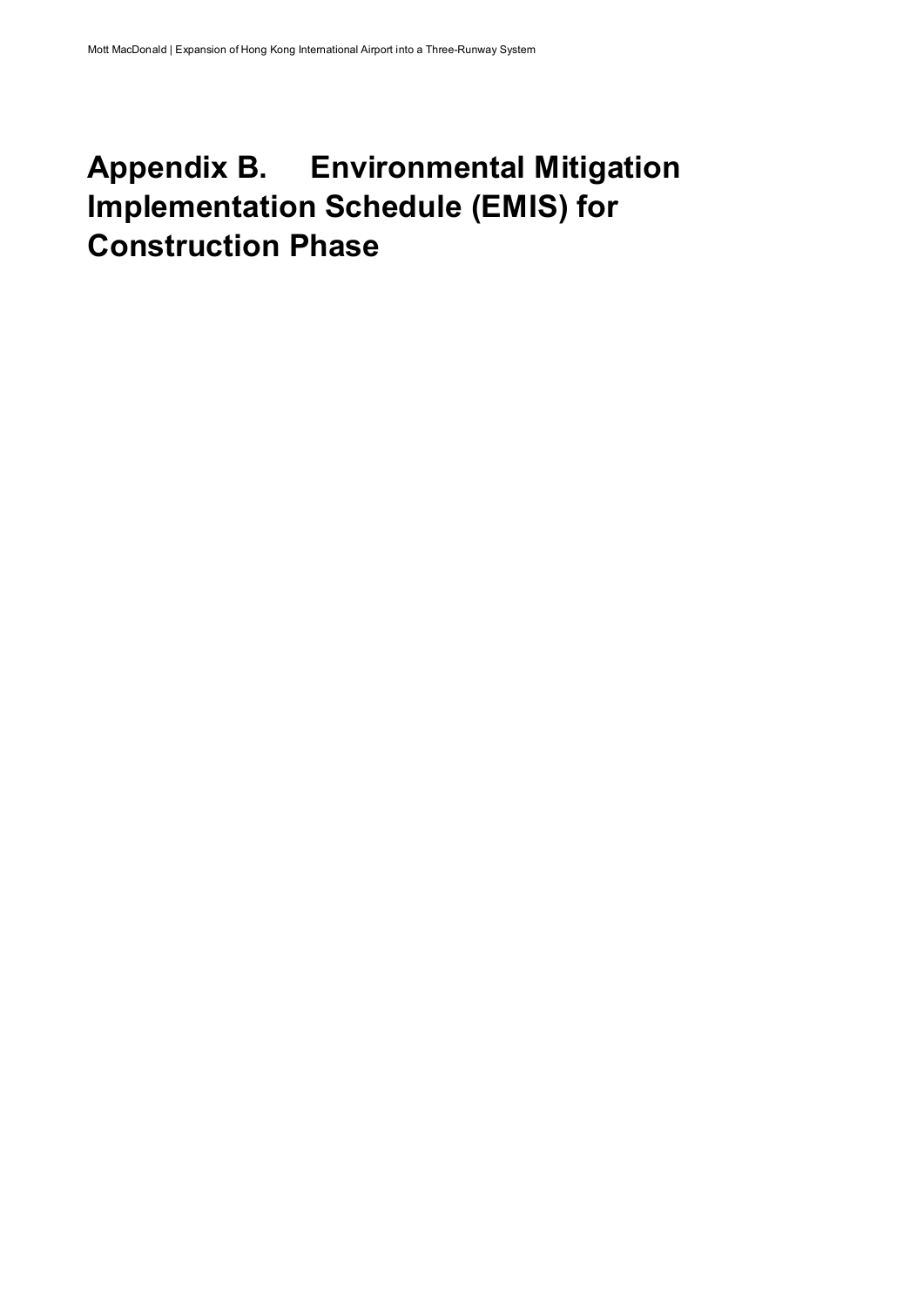# Appendix B. Environmental Mitigation Implementation Schedule (EMIS) for Construction Phase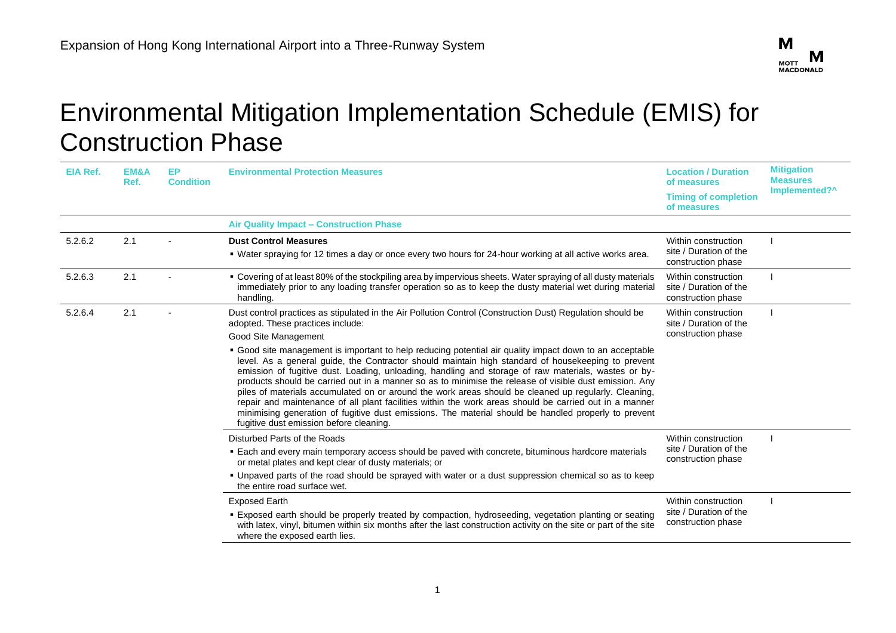# Environmental Mitigation Implementation Schedule (EMIS) for Construction Phase

| EIA Ref. | EM&A Ref. | EP Condition | Environmental Protection Measures | Location / Duration of measures<br>Timing of completion of measures | Mitigation Measures Implemented?^ |
|---|---|---|---|---|---|
| | | | **Air Quality Impact – Construction Phase** | | |
| 5.2.6.2 | 2.1 | - | **Dust Control Measures**<br>▪ Water spraying for 12 times a day or once every two hours for 24-hour working at all active works area. | Within construction site / Duration of the construction phase | I |
| 5.2.6.3 | 2.1 | - | ▪ Covering of at least 80% of the stockpiling area by impervious sheets. Water spraying of all dusty materials immediately prior to any loading transfer operation so as to keep the dusty material wet during material handling. | Within construction site / Duration of the construction phase | I |
| 5.2.6.4 | 2.1 | - | Dust control practices as stipulated in the Air Pollution Control (Construction Dust) Regulation should be adopted. These practices include:<br>Good Site Management<br>▪ Good site management is important to help reducing potential air quality impact down to an acceptable level. As a general guide, the Contractor should maintain high standard of housekeeping to prevent emission of fugitive dust. Loading, unloading, handling and storage of raw materials, wastes or by-products should be carried out in a manner so as to minimise the release of visible dust emission. Any piles of materials accumulated on or around the work areas should be cleaned up regularly. Cleaning, repair and maintenance of all plant facilities within the work areas should be carried out in a manner minimising generation of fugitive dust emissions. The material should be handled properly to prevent fugitive dust emission before cleaning. | Within construction site / Duration of the construction phase | I |
| | | | Disturbed Parts of the Roads<br>▪ Each and every main temporary access should be paved with concrete, bituminous hardcore materials or metal plates and kept clear of dusty materials; or<br>▪ Unpaved parts of the road should be sprayed with water or a dust suppression chemical so as to keep the entire road surface wet. | Within construction site / Duration of the construction phase | I |
| | | | Exposed Earth<br>▪ Exposed earth should be properly treated by compaction, hydroseeding, vegetation planting or seating with latex, vinyl, bitumen within six months after the last construction activity on the site or part of the site where the exposed earth lies. | Within construction site / Duration of the construction phase | I |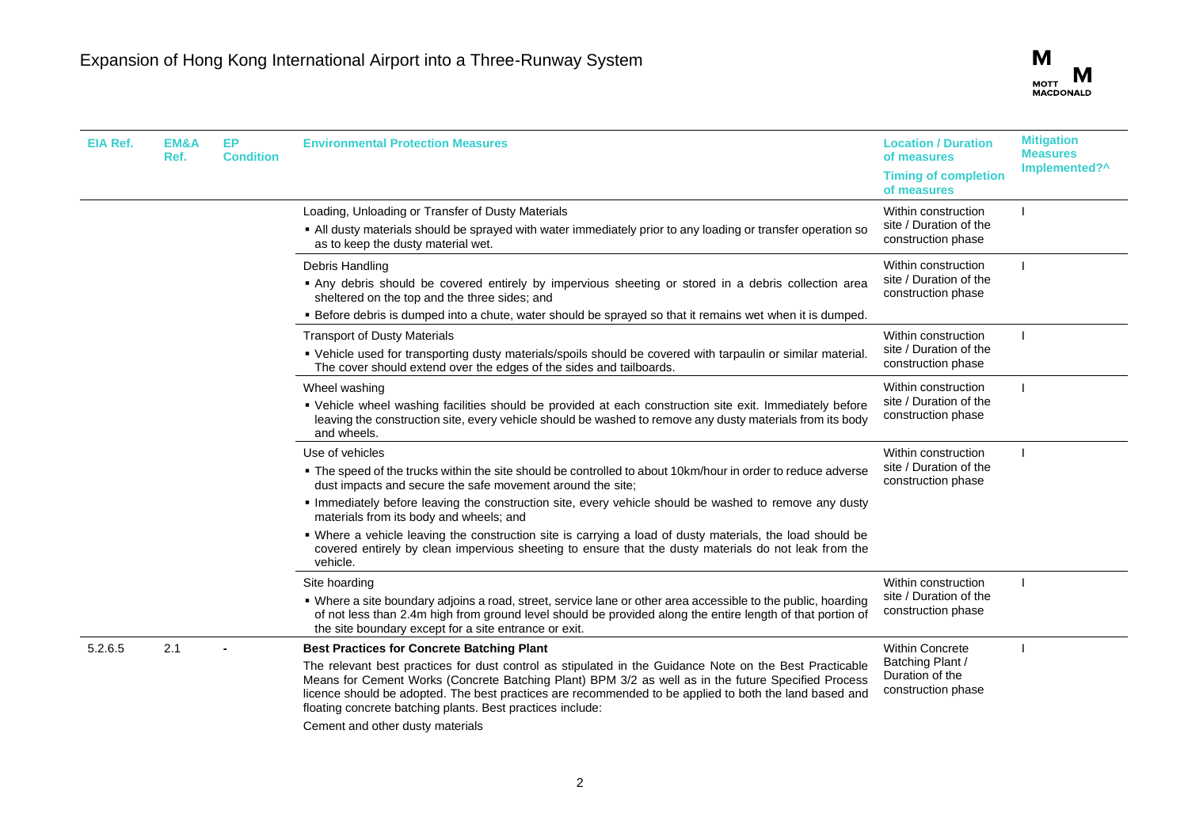| EIA Ref. | EM&A Ref. | EP Condition | Environmental Protection Measures | Location / Duration of measures<br>Timing of completion of measures | Mitigation Measures Implemented?^ |
|---|---|---|---|---|---|
| | | | Loading, Unloading or Transfer of Dusty Materials<br>▪ All dusty materials should be sprayed with water immediately prior to any loading or transfer operation so as to keep the dusty material wet. | Within construction site / Duration of the construction phase | I |
| | | | Debris Handling<br>▪ Any debris should be covered entirely by impervious sheeting or stored in a debris collection area sheltered on the top and the three sides; and<br>▪ Before debris is dumped into a chute, water should be sprayed so that it remains wet when it is dumped. | Within construction site / Duration of the construction phase | I |
| | | | Transport of Dusty Materials<br>▪ Vehicle used for transporting dusty materials/spoils should be covered with tarpaulin or similar material. The cover should extend over the edges of the sides and tailboards. | Within construction site / Duration of the construction phase | I |
| | | | Wheel washing<br>▪ Vehicle wheel washing facilities should be provided at each construction site exit. Immediately before leaving the construction site, every vehicle should be washed to remove any dusty materials from its body and wheels. | Within construction site / Duration of the construction phase | I |
| | | | Use of vehicles<br>▪ The speed of the trucks within the site should be controlled to about 10km/hour in order to reduce adverse dust impacts and secure the safe movement around the site;<br>▪ Immediately before leaving the construction site, every vehicle should be washed to remove any dusty materials from its body and wheels; and<br>▪ Where a vehicle leaving the construction site is carrying a load of dusty materials, the load should be covered entirely by clean impervious sheeting to ensure that the dusty materials do not leak from the vehicle. | Within construction site / Duration of the construction phase | I |
| | | | Site hoarding<br>▪ Where a site boundary adjoins a road, street, service lane or other area accessible to the public, hoarding of not less than 2.4m high from ground level should be provided along the entire length of that portion of the site boundary except for a site entrance or exit. | Within construction site / Duration of the construction phase | I |
| 5.2.6.5 | 2.1 | - | **Best Practices for Concrete Batching Plant**<br>The relevant best practices for dust control as stipulated in the Guidance Note on the Best Practicable Means for Cement Works (Concrete Batching Plant) BPM 3/2 as well as in the future Specified Process licence should be adopted. The best practices are recommended to be applied to both the land based and floating concrete batching plants. Best practices include:<br>Cement and other dusty materials | Within Concrete Batching Plant / Duration of the construction phase | I |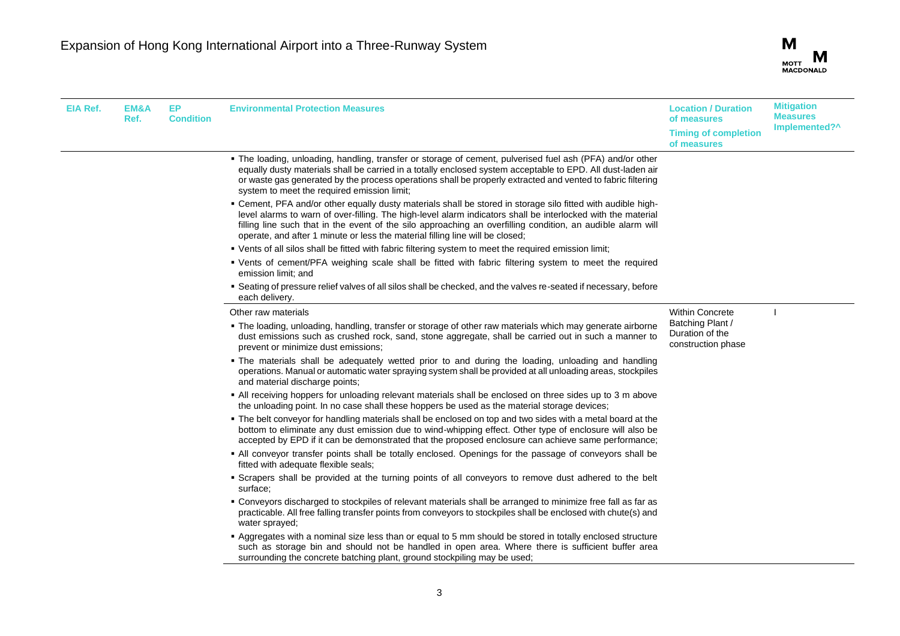| EIA Ref. | EM&A Ref. | EP Condition | Environmental Protection Measures | Location / Duration of measures<br>Timing of completion of measures | Mitigation Measures Implemented?^ |
|---|---|---|---|---|---|
| | | | ▪ The loading, unloading, handling, transfer or storage of cement, pulverised fuel ash (PFA) and/or other equally dusty materials shall be carried in a totally enclosed system acceptable to EPD. All dust-laden air or waste gas generated by the process operations shall be properly extracted and vented to fabric filtering system to meet the required emission limit;<br>▪ Cement, PFA and/or other equally dusty materials shall be stored in storage silo fitted with audible high-level alarms to warn of over-filling. The high-level alarm indicators shall be interlocked with the material filling line such that in the event of the silo approaching an overfilling condition, an audible alarm will operate, and after 1 minute or less the material filling line will be closed;<br>▪ Vents of all silos shall be fitted with fabric filtering system to meet the required emission limit;<br>▪ Vents of cement/PFA weighing scale shall be fitted with fabric filtering system to meet the required emission limit; and<br>▪ Seating of pressure relief valves of all silos shall be checked, and the valves re-seated if necessary, before each delivery. | | |
| | | | Other raw materials<br>▪ The loading, unloading, handling, transfer or storage of other raw materials which may generate airborne dust emissions such as crushed rock, sand, stone aggregate, shall be carried out in such a manner to prevent or minimize dust emissions;<br>▪ The materials shall be adequately wetted prior to and during the loading, unloading and handling operations. Manual or automatic water spraying system shall be provided at all unloading areas, stockpiles and material discharge points;<br>▪ All receiving hoppers for unloading relevant materials shall be enclosed on three sides up to 3 m above the unloading point. In no case shall these hoppers be used as the material storage devices;<br>▪ The belt conveyor for handling materials shall be enclosed on top and two sides with a metal board at the bottom to eliminate any dust emission due to wind-whipping effect. Other type of enclosure will also be accepted by EPD if it can be demonstrated that the proposed enclosure can achieve same performance;<br>▪ All conveyor transfer points shall be totally enclosed. Openings for the passage of conveyors shall be fitted with adequate flexible seals;<br>▪ Scrapers shall be provided at the turning points of all conveyors to remove dust adhered to the belt surface;<br>▪ Conveyors discharged to stockpiles of relevant materials shall be arranged to minimize free fall as far as practicable. All free falling transfer points from conveyors to stockpiles shall be enclosed with chute(s) and water sprayed;<br>▪ Aggregates with a nominal size less than or equal to 5 mm should be stored in totally enclosed structure such as storage bin and should not be handled in open area. Where there is sufficient buffer area surrounding the concrete batching plant, ground stockpiling may be used; | Within Concrete Batching Plant / Duration of the construction phase | I |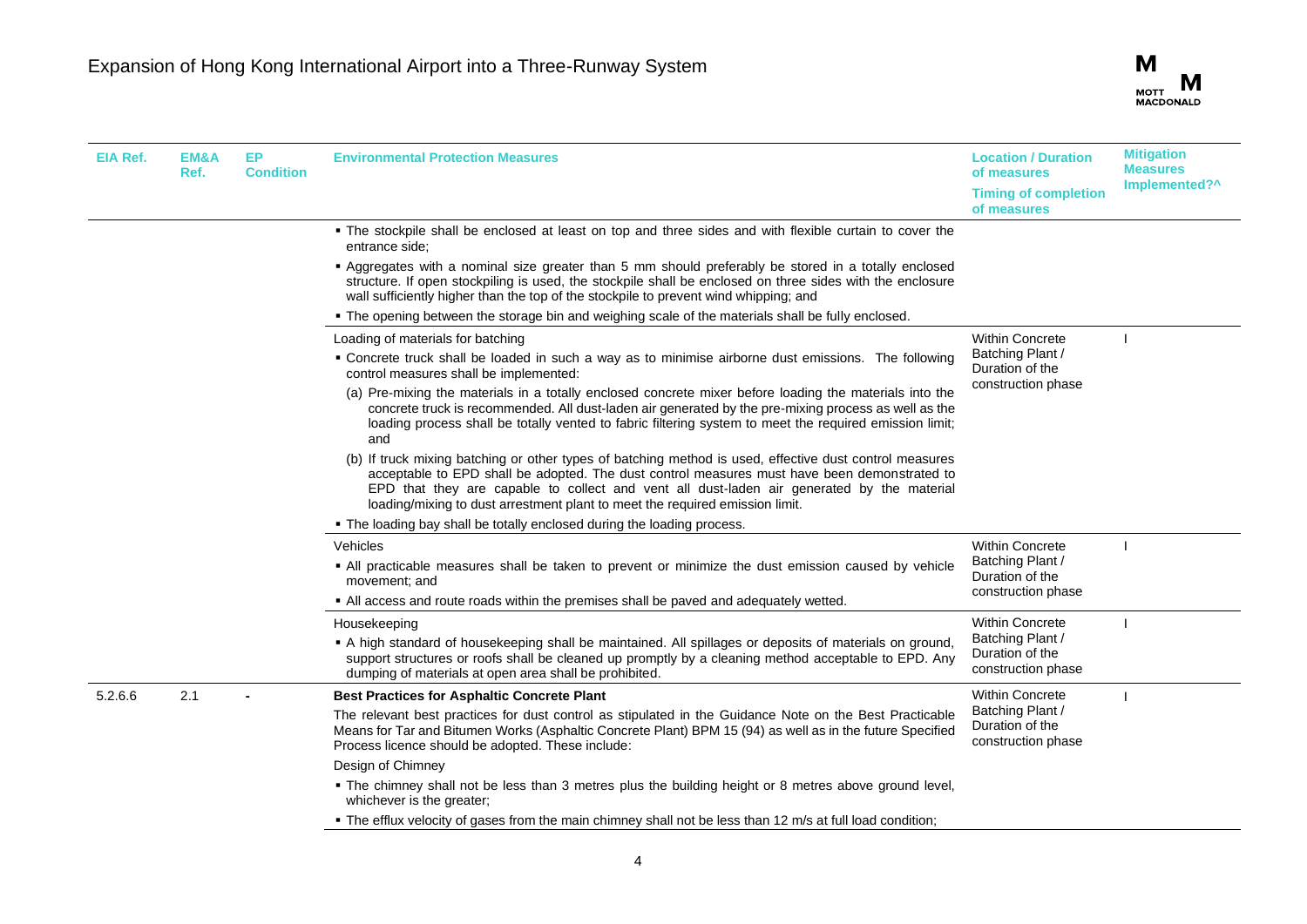| EIA Ref. | EM&A Ref. | EP Condition | Environmental Protection Measures | Location / Duration of measures<br>Timing of completion of measures | Mitigation Measures Implemented?^ |
|---|---|---|---|---|---|
| | | | ▪ The stockpile shall be enclosed at least on top and three sides and with flexible curtain to cover the entrance side;<br>▪ Aggregates with a nominal size greater than 5 mm should preferably be stored in a totally enclosed structure. If open stockpiling is used, the stockpile shall be enclosed on three sides with the enclosure wall sufficiently higher than the top of the stockpile to prevent wind whipping; and<br>▪ The opening between the storage bin and weighing scale of the materials shall be fully enclosed. | | |
| | | | Loading of materials for batching<br>▪ Concrete truck shall be loaded in such a way as to minimise airborne dust emissions. The following control measures shall be implemented:<br>(a) Pre-mixing the materials in a totally enclosed concrete mixer before loading the materials into the concrete truck is recommended. All dust-laden air generated by the pre-mixing process as well as the loading process shall be totally vented to fabric filtering system to meet the required emission limit; and<br>(b) If truck mixing batching or other types of batching method is used, effective dust control measures acceptable to EPD shall be adopted. The dust control measures must have been demonstrated to EPD that they are capable to collect and vent all dust-laden air generated by the material loading/mixing to dust arrestment plant to meet the required emission limit.<br>▪ The loading bay shall be totally enclosed during the loading process. | Within Concrete Batching Plant / Duration of the construction phase | I |
| | | | Vehicles<br>▪ All practicable measures shall be taken to prevent or minimize the dust emission caused by vehicle movement; and<br>▪ All access and route roads within the premises shall be paved and adequately wetted. | Within Concrete Batching Plant / Duration of the construction phase | I |
| | | | Housekeeping<br>▪ A high standard of housekeeping shall be maintained. All spillages or deposits of materials on ground, support structures or roofs shall be cleaned up promptly by a cleaning method acceptable to EPD. Any dumping of materials at open area shall be prohibited. | Within Concrete Batching Plant / Duration of the construction phase | I |
| 5.2.6.6 | 2.1 | - | **Best Practices for Asphaltic Concrete Plant**<br>The relevant best practices for dust control as stipulated in the Guidance Note on the Best Practicable Means for Tar and Bitumen Works (Asphaltic Concrete Plant) BPM 15 (94) as well as in the future Specified Process licence should be adopted. These include:<br>Design of Chimney<br>▪ The chimney shall not be less than 3 metres plus the building height or 8 metres above ground level, whichever is the greater;<br>▪ The efflux velocity of gases from the main chimney shall not be less than 12 m/s at full load condition; | Within Concrete Batching Plant / Duration of the construction phase | I |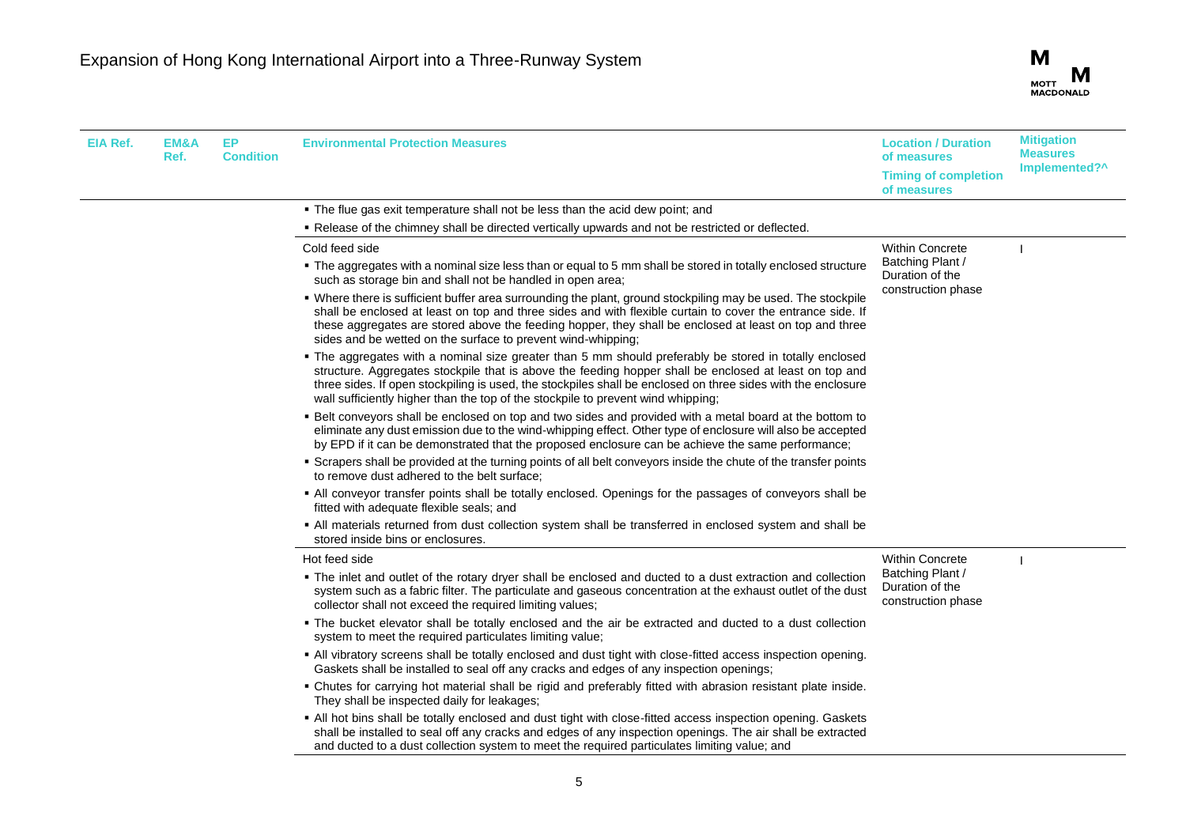| EIA Ref. | EM&A Ref. | EP Condition | Environmental Protection Measures | Location / Duration of measures<br>Timing of completion of measures | Mitigation Measures Implemented?^ |
|---|---|---|---|---|---|
| | | | ▪ The flue gas exit temperature shall not be less than the acid dew point; and<br>▪ Release of the chimney shall be directed vertically upwards and not be restricted or deflected. | | |
| | | | Cold feed side<br>▪ The aggregates with a nominal size less than or equal to 5 mm shall be stored in totally enclosed structure such as storage bin and shall not be handled in open area;<br>▪ Where there is sufficient buffer area surrounding the plant, ground stockpiling may be used. The stockpile shall be enclosed at least on top and three sides and with flexible curtain to cover the entrance side. If these aggregates are stored above the feeding hopper, they shall be enclosed at least on top and three sides and be wetted on the surface to prevent wind-whipping;<br>▪ The aggregates with a nominal size greater than 5 mm should preferably be stored in totally enclosed structure. Aggregates stockpile that is above the feeding hopper shall be enclosed at least on top and three sides. If open stockpiling is used, the stockpiles shall be enclosed on three sides with the enclosure wall sufficiently higher than the top of the stockpile to prevent wind whipping;<br>▪ Belt conveyors shall be enclosed on top and two sides and provided with a metal board at the bottom to eliminate any dust emission due to the wind-whipping effect. Other type of enclosure will also be accepted by EPD if it can be demonstrated that the proposed enclosure can be achieve the same performance;<br>▪ Scrapers shall be provided at the turning points of all belt conveyors inside the chute of the transfer points to remove dust adhered to the belt surface;<br>▪ All conveyor transfer points shall be totally enclosed. Openings for the passages of conveyors shall be fitted with adequate flexible seals; and<br>▪ All materials returned from dust collection system shall be transferred in enclosed system and shall be stored inside bins or enclosures. | Within Concrete Batching Plant / Duration of the construction phase | I |
| | | | Hot feed side<br>▪ The inlet and outlet of the rotary dryer shall be enclosed and ducted to a dust extraction and collection system such as a fabric filter. The particulate and gaseous concentration at the exhaust outlet of the dust collector shall not exceed the required limiting values;<br>▪ The bucket elevator shall be totally enclosed and the air be extracted and ducted to a dust collection system to meet the required particulates limiting value;<br>▪ All vibratory screens shall be totally enclosed and dust tight with close-fitted access inspection opening. Gaskets shall be installed to seal off any cracks and edges of any inspection openings;<br>▪ Chutes for carrying hot material shall be rigid and preferably fitted with abrasion resistant plate inside. They shall be inspected daily for leakages;<br>▪ All hot bins shall be totally enclosed and dust tight with close-fitted access inspection opening. Gaskets shall be installed to seal off any cracks and edges of any inspection openings. The air shall be extracted and ducted to a dust collection system to meet the required particulates limiting value; and | Within Concrete Batching Plant / Duration of the construction phase | I |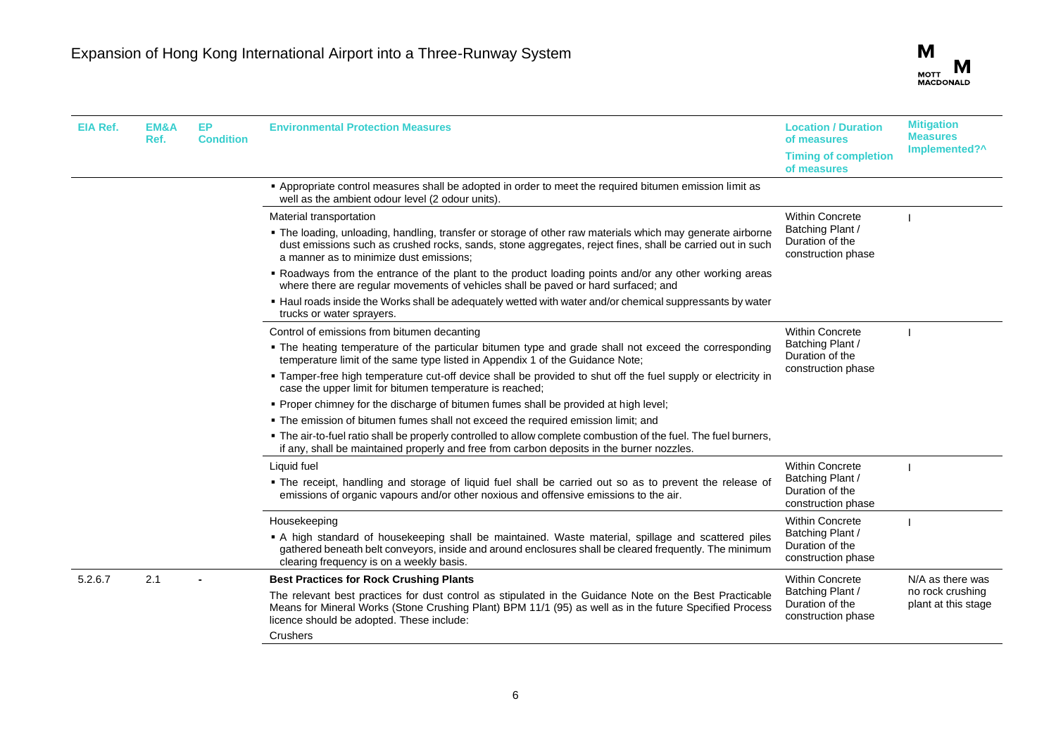| EIA Ref. | EM&A Ref. | EP Condition | Environmental Protection Measures | Location / Duration of measures<br>Timing of completion of measures | Mitigation Measures Implemented?^ |
|---|---|---|---|---|---|
| | | | ▪ Appropriate control measures shall be adopted in order to meet the required bitumen emission limit as well as the ambient odour level (2 odour units). | | |
| | | | Material transportation<br>▪ The loading, unloading, handling, transfer or storage of other raw materials which may generate airborne dust emissions such as crushed rocks, sands, stone aggregates, reject fines, shall be carried out in such a manner as to minimize dust emissions;<br>▪ Roadways from the entrance of the plant to the product loading points and/or any other working areas where there are regular movements of vehicles shall be paved or hard surfaced; and<br>▪ Haul roads inside the Works shall be adequately wetted with water and/or chemical suppressants by water trucks or water sprayers. | Within Concrete Batching Plant / Duration of the construction phase | I |
| | | | Control of emissions from bitumen decanting<br>▪ The heating temperature of the particular bitumen type and grade shall not exceed the corresponding temperature limit of the same type listed in Appendix 1 of the Guidance Note;<br>▪ Tamper-free high temperature cut-off device shall be provided to shut off the fuel supply or electricity in case the upper limit for bitumen temperature is reached;<br>▪ Proper chimney for the discharge of bitumen fumes shall be provided at high level;<br>▪ The emission of bitumen fumes shall not exceed the required emission limit; and<br>▪ The air-to-fuel ratio shall be properly controlled to allow complete combustion of the fuel. The fuel burners, if any, shall be maintained properly and free from carbon deposits in the burner nozzles. | Within Concrete Batching Plant / Duration of the construction phase | I |
| | | | Liquid fuel<br>▪ The receipt, handling and storage of liquid fuel shall be carried out so as to prevent the release of emissions of organic vapours and/or other noxious and offensive emissions to the air. | Within Concrete Batching Plant / Duration of the construction phase | I |
| | | | Housekeeping<br>▪ A high standard of housekeeping shall be maintained. Waste material, spillage and scattered piles gathered beneath belt conveyors, inside and around enclosures shall be cleared frequently. The minimum clearing frequency is on a weekly basis. | Within Concrete Batching Plant / Duration of the construction phase | I |
| 5.2.6.7 | 2.1 | - | **Best Practices for Rock Crushing Plants**<br>The relevant best practices for dust control as stipulated in the Guidance Note on the Best Practicable Means for Mineral Works (Stone Crushing Plant) BPM 11/1 (95) as well as in the future Specified Process licence should be adopted. These include:<br>Crushers | Within Concrete Batching Plant / Duration of the construction phase | N/A as there was no rock crushing plant at this stage |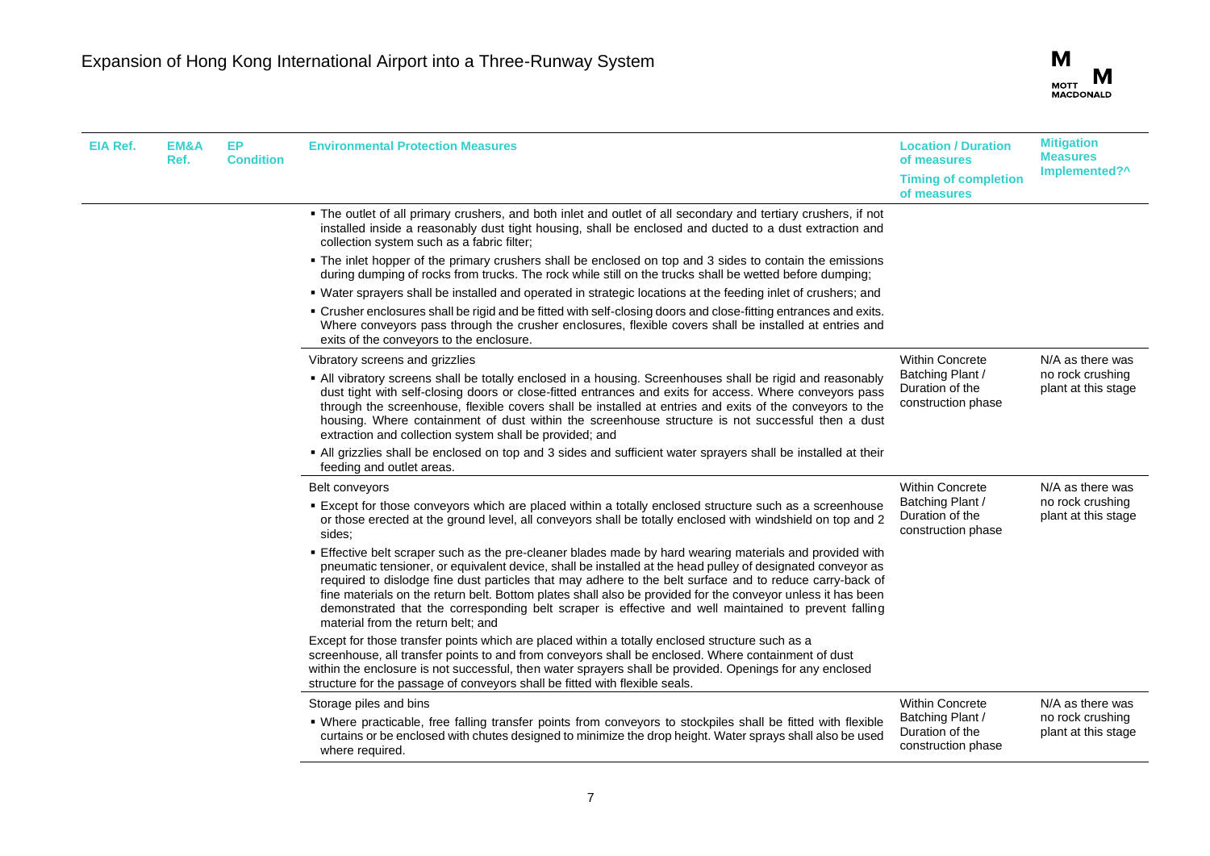| EIA Ref. | EM&A Ref. | EP Condition | Environmental Protection Measures | Location / Duration of measures<br>Timing of completion of measures | Mitigation Measures Implemented?^ |
|---|---|---|---|---|---|
| | | | ▪ The outlet of all primary crushers, and both inlet and outlet of all secondary and tertiary crushers, if not installed inside a reasonably dust tight housing, shall be enclosed and ducted to a dust extraction and collection system such as a fabric filter;<br>▪ The inlet hopper of the primary crushers shall be enclosed on top and 3 sides to contain the emissions during dumping of rocks from trucks. The rock while still on the trucks shall be wetted before dumping;<br>▪ Water sprayers shall be installed and operated in strategic locations at the feeding inlet of crushers; and<br>▪ Crusher enclosures shall be rigid and be fitted with self-closing doors and close-fitting entrances and exits. Where conveyors pass through the crusher enclosures, flexible covers shall be installed at entries and exits of the conveyors to the enclosure. | | |
| | | | Vibratory screens and grizzlies<br>▪ All vibratory screens shall be totally enclosed in a housing. Screenhouses shall be rigid and reasonably dust tight with self-closing doors or close-fitted entrances and exits for access. Where conveyors pass through the screenhouse, flexible covers shall be installed at entries and exits of the conveyors to the housing. Where containment of dust within the screenhouse structure is not successful then a dust extraction and collection system shall be provided; and<br>▪ All grizzlies shall be enclosed on top and 3 sides and sufficient water sprayers shall be installed at their feeding and outlet areas. | Within Concrete Batching Plant / Duration of the construction phase | N/A as there was no rock crushing plant at this stage |
| | | | Belt conveyors<br>▪ Except for those conveyors which are placed within a totally enclosed structure such as a screenhouse or those erected at the ground level, all conveyors shall be totally enclosed with windshield on top and 2 sides;<br>▪ Effective belt scraper such as the pre-cleaner blades made by hard wearing materials and provided with pneumatic tensioner, or equivalent device, shall be installed at the head pulley of designated conveyor as required to dislodge fine dust particles that may adhere to the belt surface and to reduce carry-back of fine materials on the return belt. Bottom plates shall also be provided for the conveyor unless it has been demonstrated that the corresponding belt scraper is effective and well maintained to prevent falling material from the return belt; and<br>Except for those transfer points which are placed within a totally enclosed structure such as a screenhouse, all transfer points to and from conveyors shall be enclosed. Where containment of dust within the enclosure is not successful, then water sprayers shall be provided. Openings for any enclosed structure for the passage of conveyors shall be fitted with flexible seals. | Within Concrete Batching Plant / Duration of the construction phase | N/A as there was no rock crushing plant at this stage |
| | | | Storage piles and bins<br>▪ Where practicable, free falling transfer points from conveyors to stockpiles shall be fitted with flexible curtains or be enclosed with chutes designed to minimize the drop height. Water sprays shall also be used where required. | Within Concrete Batching Plant / Duration of the construction phase | N/A as there was no rock crushing plant at this stage |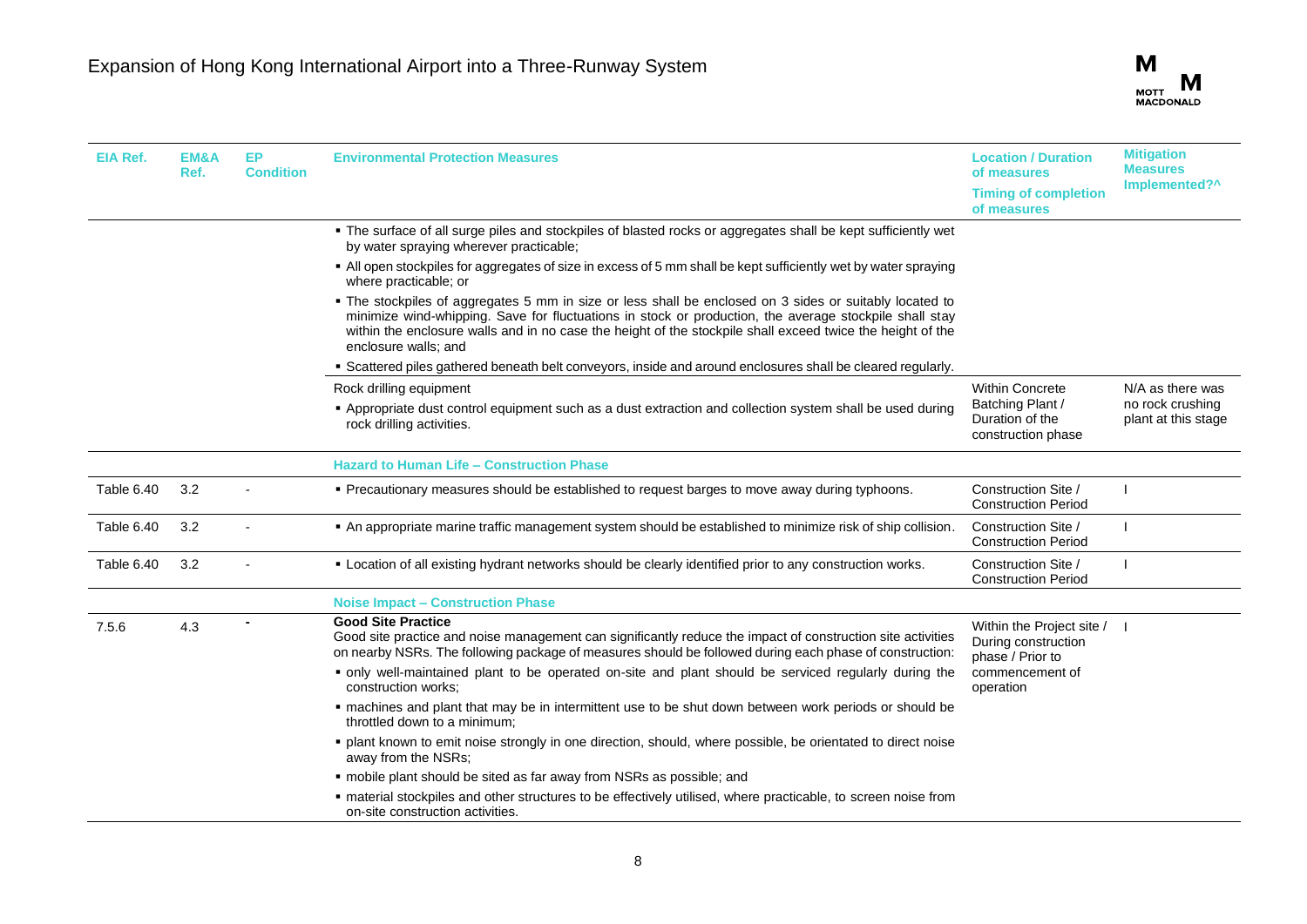| EIA Ref. | EM&A Ref. | EP Condition | Environmental Protection Measures | Location / Duration of measures<br>Timing of completion of measures | Mitigation Measures Implemented?^ |
|---|---|---|---|---|---|
| | | | ▪ The surface of all surge piles and stockpiles of blasted rocks or aggregates shall be kept sufficiently wet by water spraying wherever practicable;<br>▪ All open stockpiles for aggregates of size in excess of 5 mm shall be kept sufficiently wet by water spraying where practicable; or<br>▪ The stockpiles of aggregates 5 mm in size or less shall be enclosed on 3 sides or suitably located to minimize wind-whipping. Save for fluctuations in stock or production, the average stockpile shall stay within the enclosure walls and in no case the height of the stockpile shall exceed twice the height of the enclosure walls; and<br>▪ Scattered piles gathered beneath belt conveyors, inside and around enclosures shall be cleared regularly. | | |
| | | | Rock drilling equipment<br>▪ Appropriate dust control equipment such as a dust extraction and collection system shall be used during rock drilling activities. | Within Concrete Batching Plant / Duration of the construction phase | N/A as there was no rock crushing plant at this stage |
| | | | **Hazard to Human Life – Construction Phase** | | |
| Table 6.40 | 3.2 | - | ▪ Precautionary measures should be established to request barges to move away during typhoons. | Construction Site / Construction Period | I |
| Table 6.40 | 3.2 | - | ▪ An appropriate marine traffic management system should be established to minimize risk of ship collision. | Construction Site / Construction Period | I |
| Table 6.40 | 3.2 | - | ▪ Location of all existing hydrant networks should be clearly identified prior to any construction works. | Construction Site / Construction Period | I |
| | | | **Noise Impact – Construction Phase** | | |
| 7.5.6 | 4.3 | - | **Good Site Practice**<br>Good site practice and noise management can significantly reduce the impact of construction site activities on nearby NSRs. The following package of measures should be followed during each phase of construction:<br>▪ only well-maintained plant to be operated on-site and plant should be serviced regularly during the construction works;<br>▪ machines and plant that may be in intermittent use to be shut down between work periods or should be throttled down to a minimum;<br>▪ plant known to emit noise strongly in one direction, should, where possible, be orientated to direct noise away from the NSRs;<br>▪ mobile plant should be sited as far away from NSRs as possible; and<br>▪ material stockpiles and other structures to be effectively utilised, where practicable, to screen noise from on-site construction activities. | Within the Project site / During construction phase / Prior to commencement of operation | I |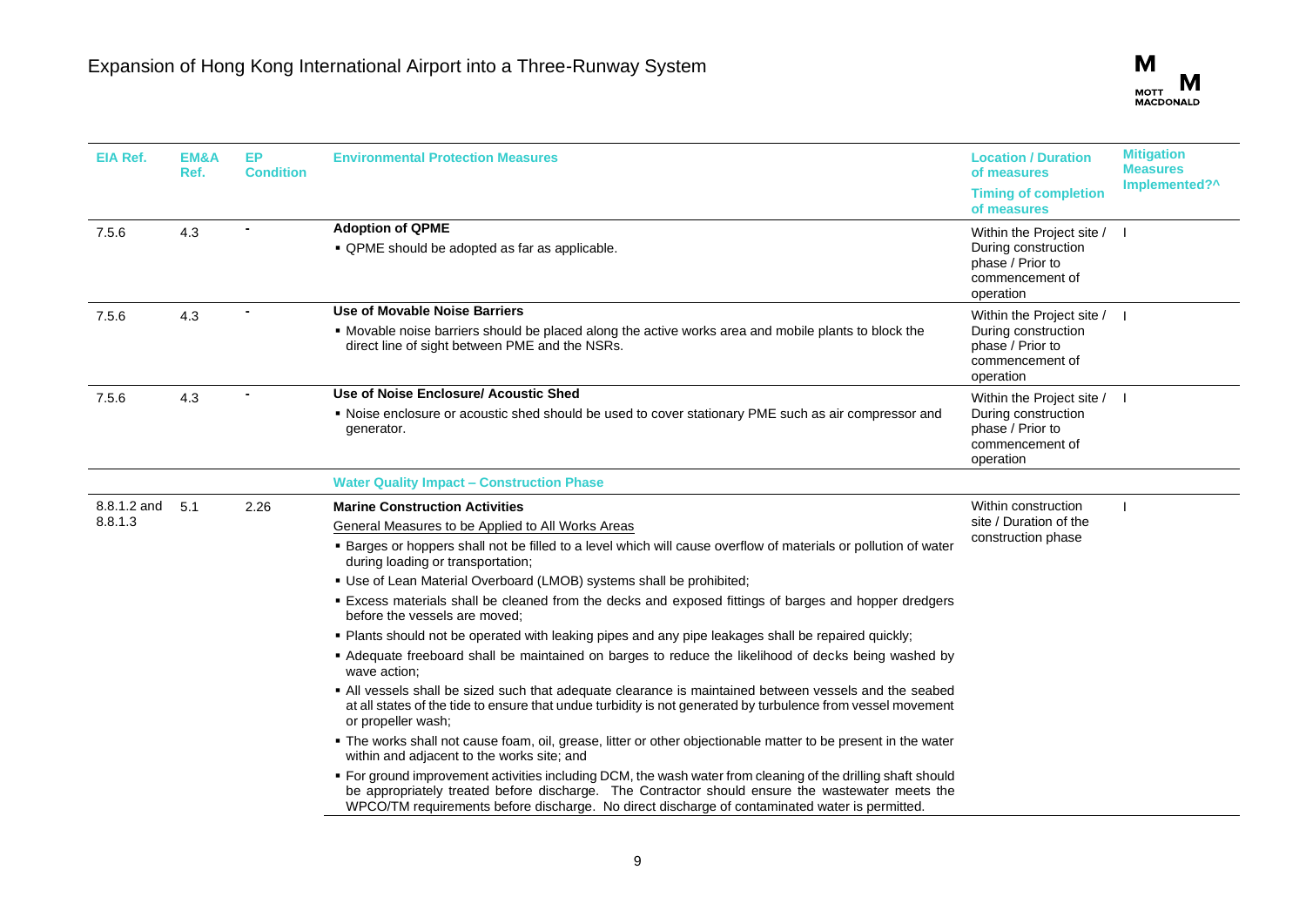| EIA Ref. | EM&A Ref. | EP Condition | Environmental Protection Measures | Location / Duration of measures<br>Timing of completion of measures | Mitigation Measures Implemented?^ |
|---|---|---|---|---|---|
| 7.5.6 | 4.3 | - | **Adoption of QPME**<br>▪ QPME should be adopted as far as applicable. | Within the Project site / During construction phase / Prior to commencement of operation | I |
| 7.5.6 | 4.3 | - | **Use of Movable Noise Barriers**<br>▪ Movable noise barriers should be placed along the active works area and mobile plants to block the direct line of sight between PME and the NSRs. | Within the Project site / During construction phase / Prior to commencement of operation | I |
| 7.5.6 | 4.3 | - | **Use of Noise Enclosure/ Acoustic Shed**<br>▪ Noise enclosure or acoustic shed should be used to cover stationary PME such as air compressor and generator. | Within the Project site / During construction phase / Prior to commencement of operation | I |
| | | | **Water Quality Impact – Construction Phase** | | |
| 8.8.1.2 and 8.8.1.3 | 5.1 | 2.26 | **Marine Construction Activities**<br>General Measures to be Applied to All Works Areas<br>▪ Barges or hoppers shall not be filled to a level which will cause overflow of materials or pollution of water during loading or transportation;<br>▪ Use of Lean Material Overboard (LMOB) systems shall be prohibited;<br>▪ Excess materials shall be cleaned from the decks and exposed fittings of barges and hopper dredgers before the vessels are moved;<br>▪ Plants should not be operated with leaking pipes and any pipe leakages shall be repaired quickly;<br>▪ Adequate freeboard shall be maintained on barges to reduce the likelihood of decks being washed by wave action;<br>▪ All vessels shall be sized such that adequate clearance is maintained between vessels and the seabed at all states of the tide to ensure that undue turbidity is not generated by turbulence from vessel movement or propeller wash;<br>▪ The works shall not cause foam, oil, grease, litter or other objectionable matter to be present in the water within and adjacent to the works site; and<br>▪ For ground improvement activities including DCM, the wash water from cleaning of the drilling shaft should be appropriately treated before discharge. The Contractor should ensure the wastewater meets the WPCO/TM requirements before discharge. No direct discharge of contaminated water is permitted. | Within construction site / Duration of the construction phase | I |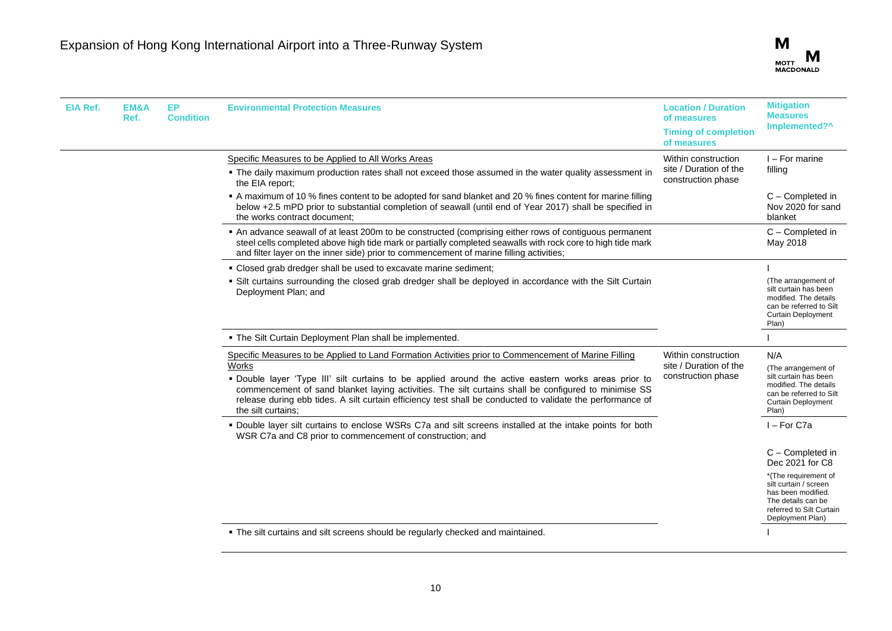| EIA Ref. | EM&A Ref. | EP Condition | Environmental Protection Measures | Location / Duration of measures<br>Timing of completion of measures | Mitigation Measures Implemented?^ |
|---|---|---|---|---|---|
| | | | Specific Measures to be Applied to All Works Areas<br>▪ The daily maximum production rates shall not exceed those assumed in the water quality assessment in the EIA report; | Within construction site / Duration of the construction phase | I – For marine filling |
| | | | ▪ A maximum of 10 % fines content to be adopted for sand blanket and 20 % fines content for marine filling below +2.5 mPD prior to substantial completion of seawall (until end of Year 2017) shall be specified in the works contract document; | | C – Completed in Nov 2020 for sand blanket |
| | | | ▪ An advance seawall of at least 200m to be constructed (comprising either rows of contiguous permanent steel cells completed above high tide mark or partially completed seawalls with rock core to high tide mark and filter layer on the inner side) prior to commencement of marine filling activities; | | C – Completed in May 2018 |
| | | | ▪ Closed grab dredger shall be used to excavate marine sediment;<br>▪ Silt curtains surrounding the closed grab dredger shall be deployed in accordance with the Silt Curtain Deployment Plan; and | | I<br>(The arrangement of silt curtain has been modified. The details can be referred to Silt Curtain Deployment Plan) |
| | | | ▪ The Silt Curtain Deployment Plan shall be implemented. | | I |
| | | | Specific Measures to be Applied to Land Formation Activities prior to Commencement of Marine Filling Works<br>▪ Double layer 'Type III' silt curtains to be applied around the active eastern works areas prior to commencement of sand blanket laying activities. The silt curtains shall be configured to minimise SS release during ebb tides. A silt curtain efficiency test shall be conducted to validate the performance of the silt curtains; | Within construction site / Duration of the construction phase | N/A<br>(The arrangement of silt curtain has been modified. The details can be referred to Silt Curtain Deployment Plan) |
| | | | ▪ Double layer silt curtains to enclose WSRs C7a and silt screens installed at the intake points for both WSR C7a and C8 prior to commencement of construction; and | | I – For C7a<br>C – Completed in Dec 2021 for C8<br>*(The requirement of silt curtain / screen has been modified. The details can be referred to Silt Curtain Deployment Plan) |
| | | | ▪ The silt curtains and silt screens should be regularly checked and maintained. | | I |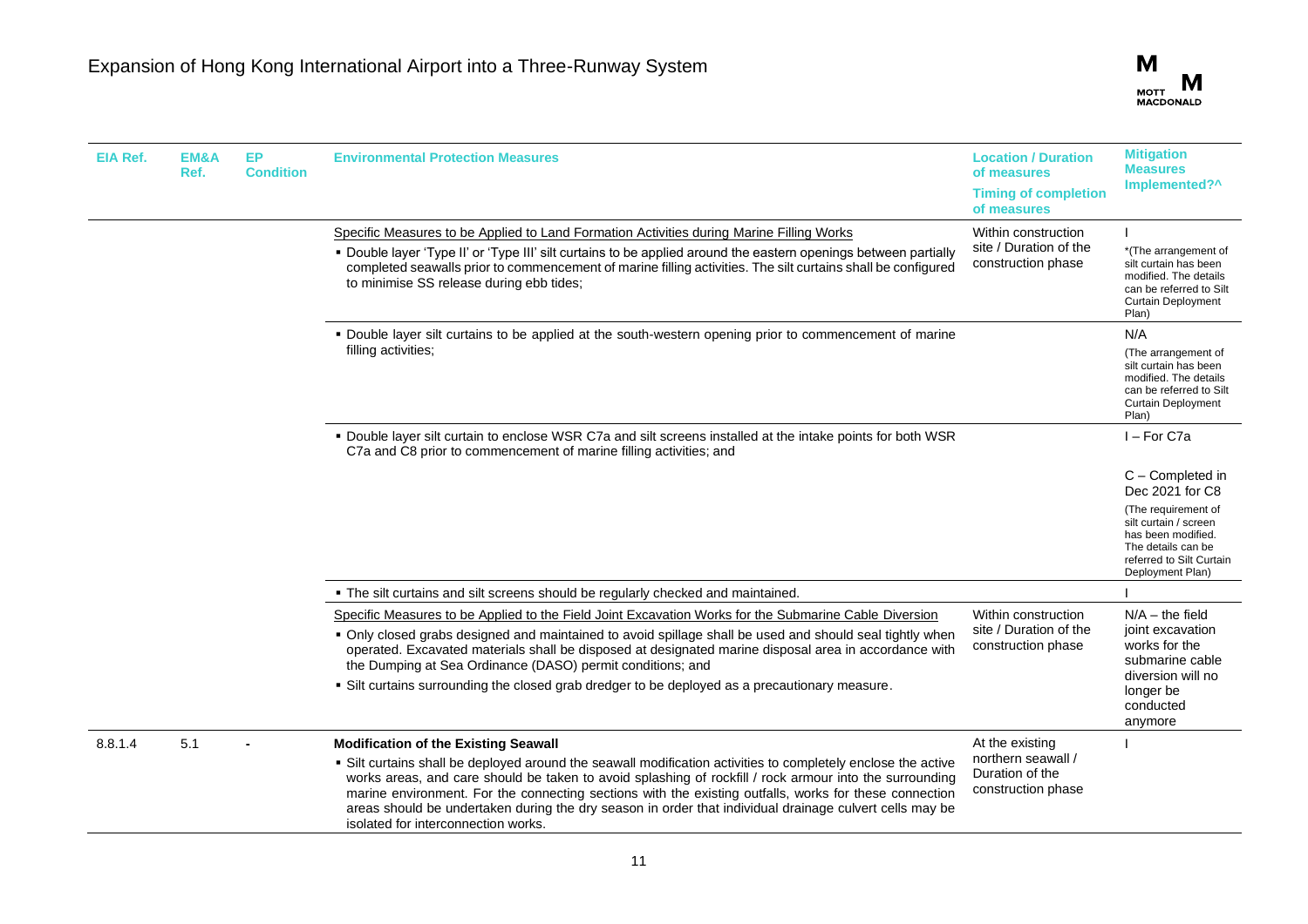| EIA Ref. | EM&A Ref. | EP Condition | Environmental Protection Measures | Location / Duration of measures<br>Timing of completion of measures | Mitigation Measures Implemented?^ |
|---|---|---|---|---|---|
| | | | Specific Measures to be Applied to Land Formation Activities during Marine Filling Works<br>▪ Double layer 'Type II' or 'Type III' silt curtains to be applied around the eastern openings between partially completed seawalls prior to commencement of marine filling activities. The silt curtains shall be configured to minimise SS release during ebb tides; | Within construction site / Duration of the construction phase | I<br>*(The arrangement of silt curtain has been modified. The details can be referred to Silt Curtain Deployment Plan) |
| | | | ▪ Double layer silt curtains to be applied at the south-western opening prior to commencement of marine filling activities; | | N/A<br>(The arrangement of silt curtain has been modified. The details can be referred to Silt Curtain Deployment Plan) |
| | | | ▪ Double layer silt curtain to enclose WSR C7a and silt screens installed at the intake points for both WSR C7a and C8 prior to commencement of marine filling activities; and | | I – For C7a<br>C – Completed in Dec 2021 for C8<br>(The requirement of silt curtain / screen has been modified. The details can be referred to Silt Curtain Deployment Plan) |
| | | | ▪ The silt curtains and silt screens should be regularly checked and maintained. | | I |
| | | | Specific Measures to be Applied to the Field Joint Excavation Works for the Submarine Cable Diversion<br>▪ Only closed grabs designed and maintained to avoid spillage shall be used and should seal tightly when operated. Excavated materials shall be disposed at designated marine disposal area in accordance with the Dumping at Sea Ordinance (DASO) permit conditions; and<br>▪ Silt curtains surrounding the closed grab dredger to be deployed as a precautionary measure. | Within construction site / Duration of the construction phase | N/A – the field joint excavation works for the submarine cable diversion will no longer be conducted anymore |
| 8.8.1.4 | 5.1 | - | **Modification of the Existing Seawall**<br>▪ Silt curtains shall be deployed around the seawall modification activities to completely enclose the active works areas, and care should be taken to avoid splashing of rockfill / rock armour into the surrounding marine environment. For the connecting sections with the existing outfalls, works for these connection areas should be undertaken during the dry season in order that individual drainage culvert cells may be isolated for interconnection works. | At the existing northern seawall / Duration of the construction phase | I |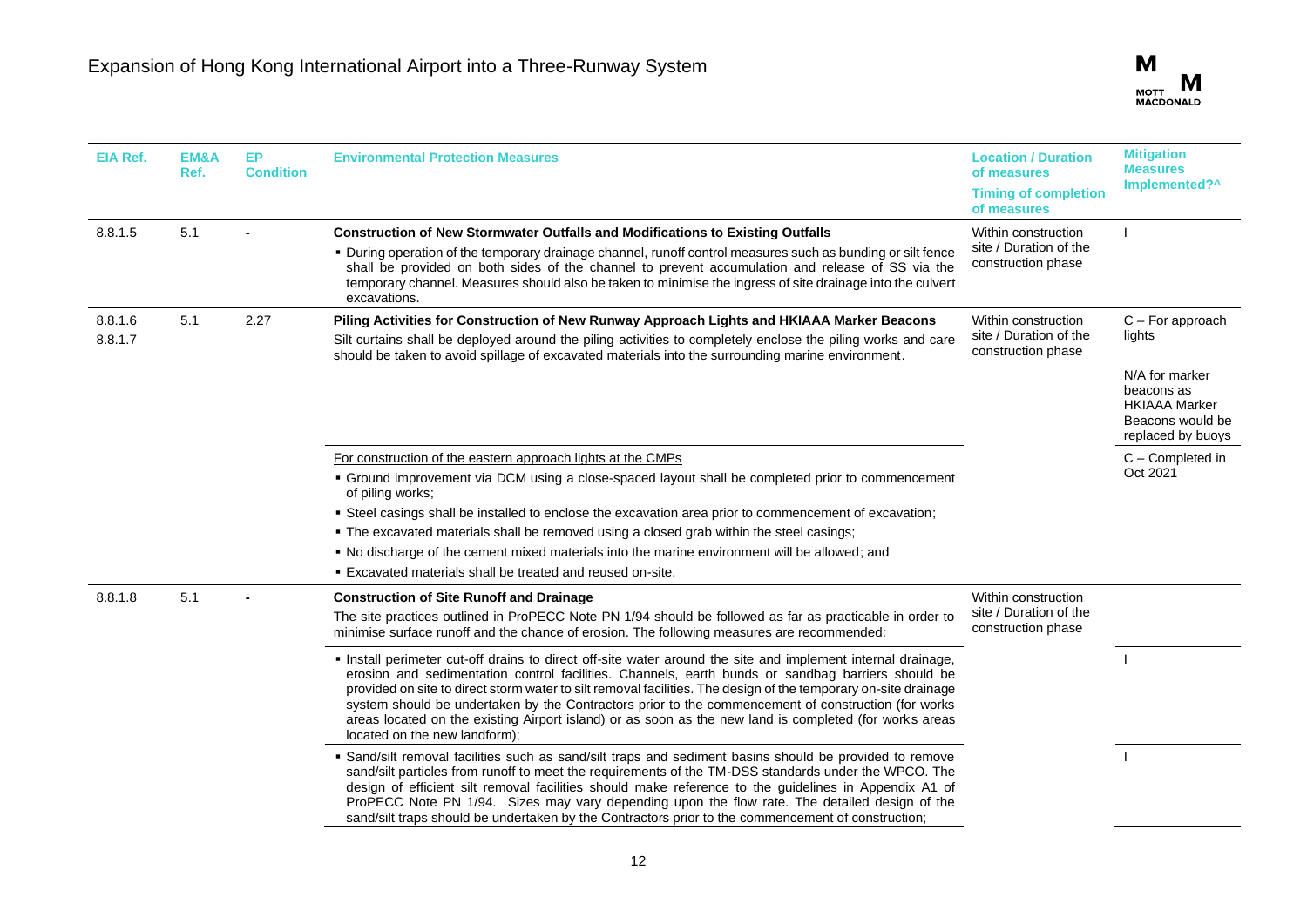| EIA Ref. | EM&A Ref. | EP Condition | Environmental Protection Measures | Location / Duration of measures<br>Timing of completion of measures | Mitigation Measures Implemented?^ |
|---|---|---|---|---|---|
| 8.8.1.5 | 5.1 | - | **Construction of New Stormwater Outfalls and Modifications to Existing Outfalls**<br>▪ During operation of the temporary drainage channel, runoff control measures such as bunding or silt fence shall be provided on both sides of the channel to prevent accumulation and release of SS via the temporary channel. Measures should also be taken to minimise the ingress of site drainage into the culvert excavations. | Within construction site / Duration of the construction phase | I |
| 8.8.1.6<br>8.8.1.7 | 5.1 | 2.27 | **Piling Activities for Construction of New Runway Approach Lights and HKIAAA Marker Beacons**<br>Silt curtains shall be deployed around the piling activities to completely enclose the piling works and care should be taken to avoid spillage of excavated materials into the surrounding marine environment. | Within construction site / Duration of the construction phase | C – For approach lights<br><br>N/A for marker beacons as HKIAAA Marker Beacons would be replaced by buoys |
| | | | For construction of the eastern approach lights at the CMPs<br>▪ Ground improvement via DCM using a close-spaced layout shall be completed prior to commencement of piling works;<br>▪ Steel casings shall be installed to enclose the excavation area prior to commencement of excavation;<br>▪ The excavated materials shall be removed using a closed grab within the steel casings;<br>▪ No discharge of the cement mixed materials into the marine environment will be allowed; and<br>▪ Excavated materials shall be treated and reused on-site. | | C – Completed in Oct 2021 |
| 8.8.1.8 | 5.1 | - | **Construction of Site Runoff and Drainage**<br>The site practices outlined in ProPECC Note PN 1/94 should be followed as far as practicable in order to minimise surface runoff and the chance of erosion. The following measures are recommended: | Within construction site / Duration of the construction phase | |
| | | | ▪ Install perimeter cut-off drains to direct off-site water around the site and implement internal drainage, erosion and sedimentation control facilities. Channels, earth bunds or sandbag barriers should be provided on site to direct storm water to silt removal facilities. The design of the temporary on-site drainage system should be undertaken by the Contractors prior to the commencement of construction (for works areas located on the existing Airport island) or as soon as the new land is completed (for works areas located on the new landform); | | I |
| | | | ▪ Sand/silt removal facilities such as sand/silt traps and sediment basins should be provided to remove sand/silt particles from runoff to meet the requirements of the TM-DSS standards under the WPCO. The design of efficient silt removal facilities should make reference to the guidelines in Appendix A1 of ProPECC Note PN 1/94. Sizes may vary depending upon the flow rate. The detailed design of the sand/silt traps should be undertaken by the Contractors prior to the commencement of construction; | | I |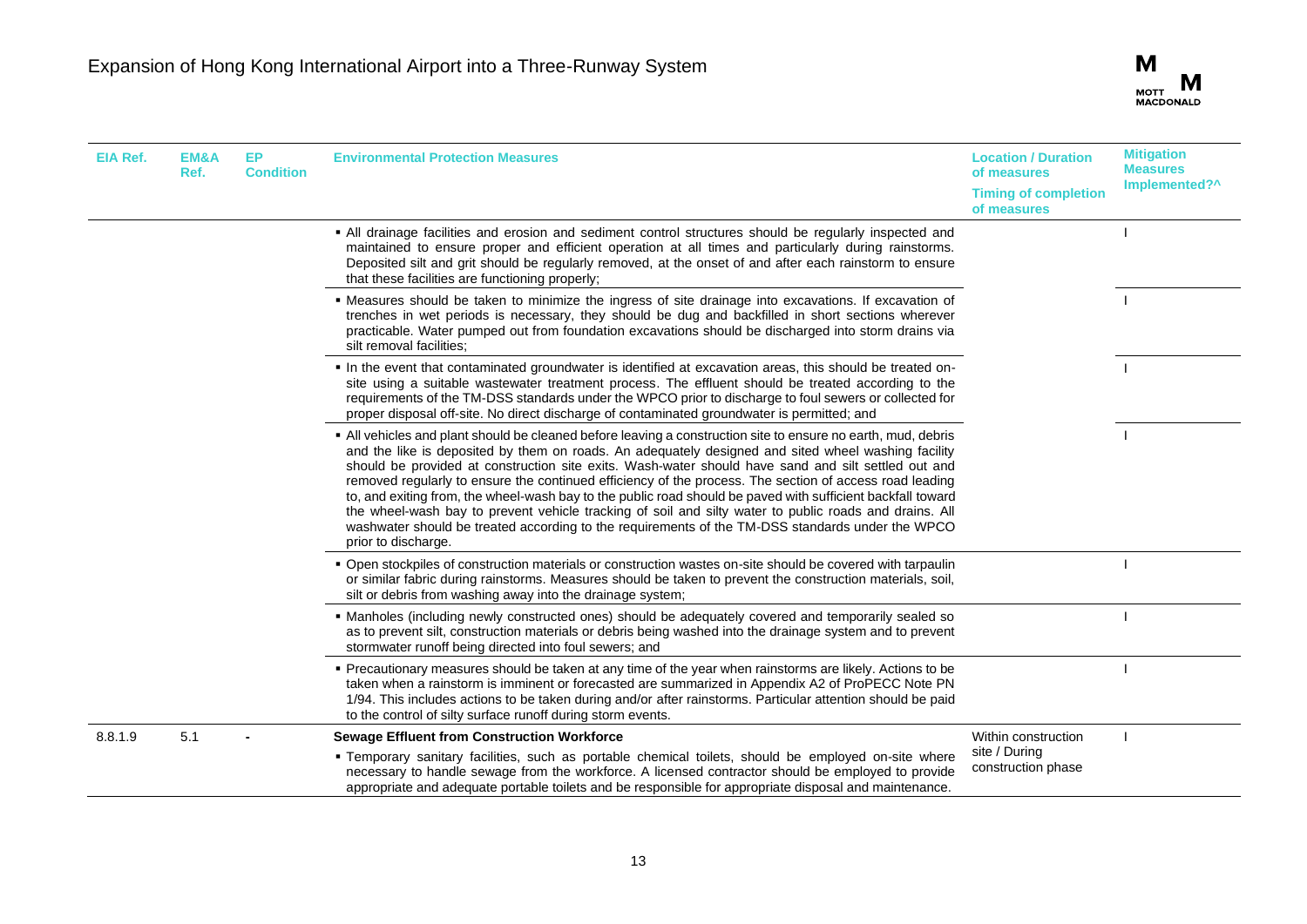| EIA Ref. | EM&A Ref. | EP Condition | Environmental Protection Measures | Location / Duration of measures<br>Timing of completion of measures | Mitigation Measures Implemented?^ |
|---|---|---|---|---|---|
| | | | ▪ All drainage facilities and erosion and sediment control structures should be regularly inspected and maintained to ensure proper and efficient operation at all times and particularly during rainstorms. Deposited silt and grit should be regularly removed, at the onset of and after each rainstorm to ensure that these facilities are functioning properly; | | I |
| | | | ▪ Measures should be taken to minimize the ingress of site drainage into excavations. If excavation of trenches in wet periods is necessary, they should be dug and backfilled in short sections wherever practicable. Water pumped out from foundation excavations should be discharged into storm drains via silt removal facilities; | | I |
| | | | ▪ In the event that contaminated groundwater is identified at excavation areas, this should be treated on-site using a suitable wastewater treatment process. The effluent should be treated according to the requirements of the TM-DSS standards under the WPCO prior to discharge to foul sewers or collected for proper disposal off-site. No direct discharge of contaminated groundwater is permitted; and | | I |
| | | | ▪ All vehicles and plant should be cleaned before leaving a construction site to ensure no earth, mud, debris and the like is deposited by them on roads. An adequately designed and sited wheel washing facility should be provided at construction site exits. Wash-water should have sand and silt settled out and removed regularly to ensure the continued efficiency of the process. The section of access road leading to, and exiting from, the wheel-wash bay to the public road should be paved with sufficient backfall toward the wheel-wash bay to prevent vehicle tracking of soil and silty water to public roads and drains. All washwater should be treated according to the requirements of the TM-DSS standards under the WPCO prior to discharge. | | I |
| | | | ▪ Open stockpiles of construction materials or construction wastes on-site should be covered with tarpaulin or similar fabric during rainstorms. Measures should be taken to prevent the construction materials, soil, silt or debris from washing away into the drainage system; | | I |
| | | | ▪ Manholes (including newly constructed ones) should be adequately covered and temporarily sealed so as to prevent silt, construction materials or debris being washed into the drainage system and to prevent stormwater runoff being directed into foul sewers; and | | I |
| | | | ▪ Precautionary measures should be taken at any time of the year when rainstorms are likely. Actions to be taken when a rainstorm is imminent or forecasted are summarized in Appendix A2 of ProPECC Note PN 1/94. This includes actions to be taken during and/or after rainstorms. Particular attention should be paid to the control of silty surface runoff during storm events. | | I |
| 8.8.1.9 | 5.1 | - | **Sewage Effluent from Construction Workforce**<br>▪ Temporary sanitary facilities, such as portable chemical toilets, should be employed on-site where necessary to handle sewage from the workforce. A licensed contractor should be employed to provide appropriate and adequate portable toilets and be responsible for appropriate disposal and maintenance. | Within construction site / During construction phase | I |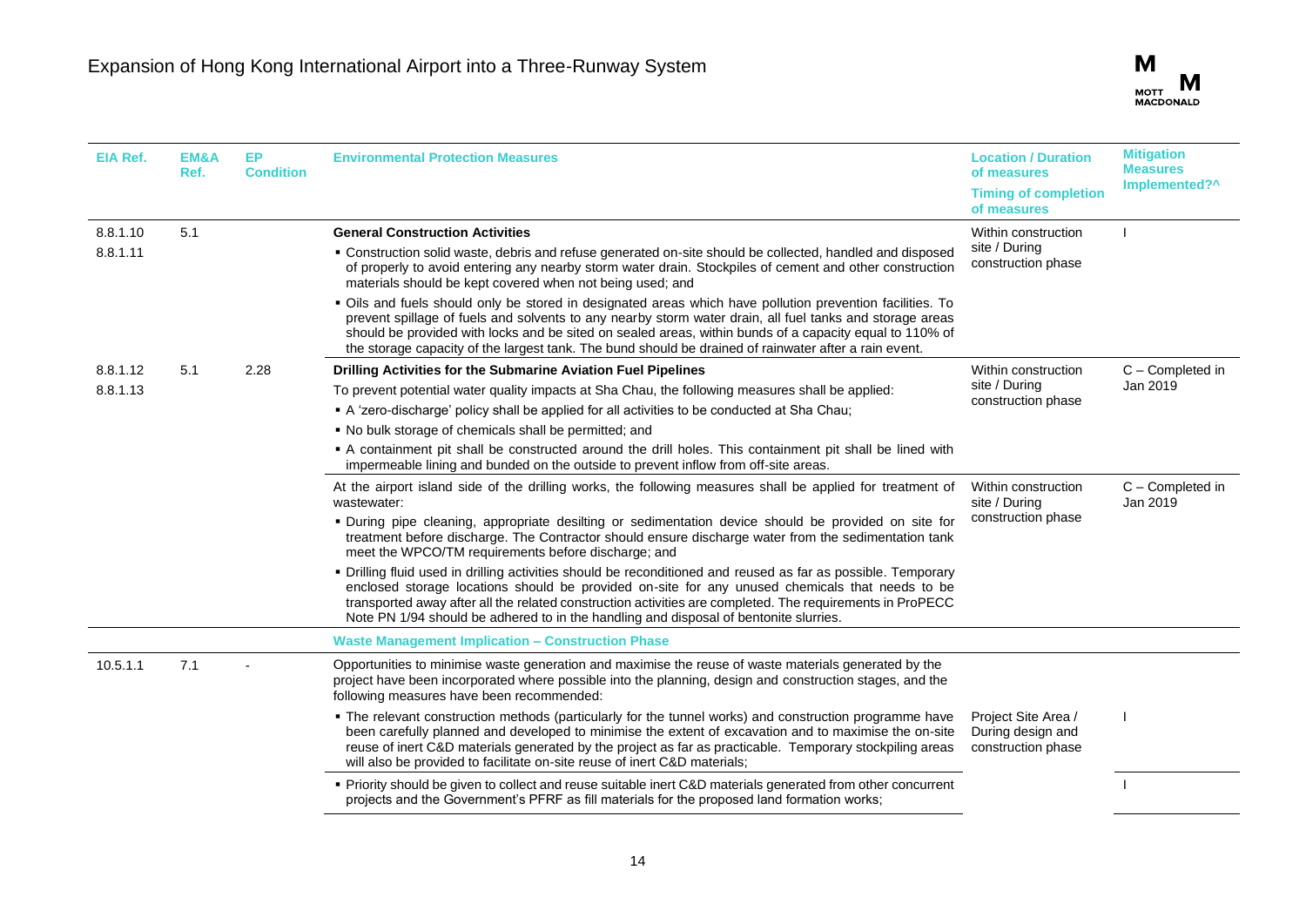| EIA Ref. | EM&A Ref. | EP Condition | Environmental Protection Measures | Location / Duration of measures<br>Timing of completion of measures | Mitigation Measures Implemented?^ |
|---|---|---|---|---|---|
| 8.8.1.10<br>8.8.1.11 | 5.1 | | **General Construction Activities**<br>▪ Construction solid waste, debris and refuse generated on-site should be collected, handled and disposed of properly to avoid entering any nearby storm water drain. Stockpiles of cement and other construction materials should be kept covered when not being used; and<br>▪ Oils and fuels should only be stored in designated areas which have pollution prevention facilities. To prevent spillage of fuels and solvents to any nearby storm water drain, all fuel tanks and storage areas should be provided with locks and be sited on sealed areas, within bunds of a capacity equal to 110% of the storage capacity of the largest tank. The bund should be drained of rainwater after a rain event. | Within construction site / During construction phase | I |
| 8.8.1.12<br>8.8.1.13 | 5.1 | 2.28 | **Drilling Activities for the Submarine Aviation Fuel Pipelines**<br>To prevent potential water quality impacts at Sha Chau, the following measures shall be applied:<br>▪ A 'zero-discharge' policy shall be applied for all activities to be conducted at Sha Chau;<br>▪ No bulk storage of chemicals shall be permitted; and<br>▪ A containment pit shall be constructed around the drill holes. This containment pit shall be lined with impermeable lining and bunded on the outside to prevent inflow from off-site areas. | Within construction site / During construction phase | C – Completed in Jan 2019 |
| | | | At the airport island side of the drilling works, the following measures shall be applied for treatment of wastewater:<br>▪ During pipe cleaning, appropriate desilting or sedimentation device should be provided on site for treatment before discharge. The Contractor should ensure discharge water from the sedimentation tank meet the WPCO/TM requirements before discharge; and<br>▪ Drilling fluid used in drilling activities should be reconditioned and reused as far as possible. Temporary enclosed storage locations should be provided on-site for any unused chemicals that needs to be transported away after all the related construction activities are completed. The requirements in ProPECC Note PN 1/94 should be adhered to in the handling and disposal of bentonite slurries. | Within construction site / During construction phase | C – Completed in Jan 2019 |
| | | | **Waste Management Implication – Construction Phase** | | |
| 10.5.1.1 | 7.1 | - | Opportunities to minimise waste generation and maximise the reuse of waste materials generated by the project have been incorporated where possible into the planning, design and construction stages, and the following measures have been recommended:<br>▪ The relevant construction methods (particularly for the tunnel works) and construction programme have been carefully planned and developed to minimise the extent of excavation and to maximise the on-site reuse of inert C&D materials generated by the project as far as practicable. Temporary stockpiling areas will also be provided to facilitate on-site reuse of inert C&D materials; | Project Site Area / During design and construction phase | I |
| | | | ▪ Priority should be given to collect and reuse suitable inert C&D materials generated from other concurrent projects and the Government's PFRF as fill materials for the proposed land formation works; | | I |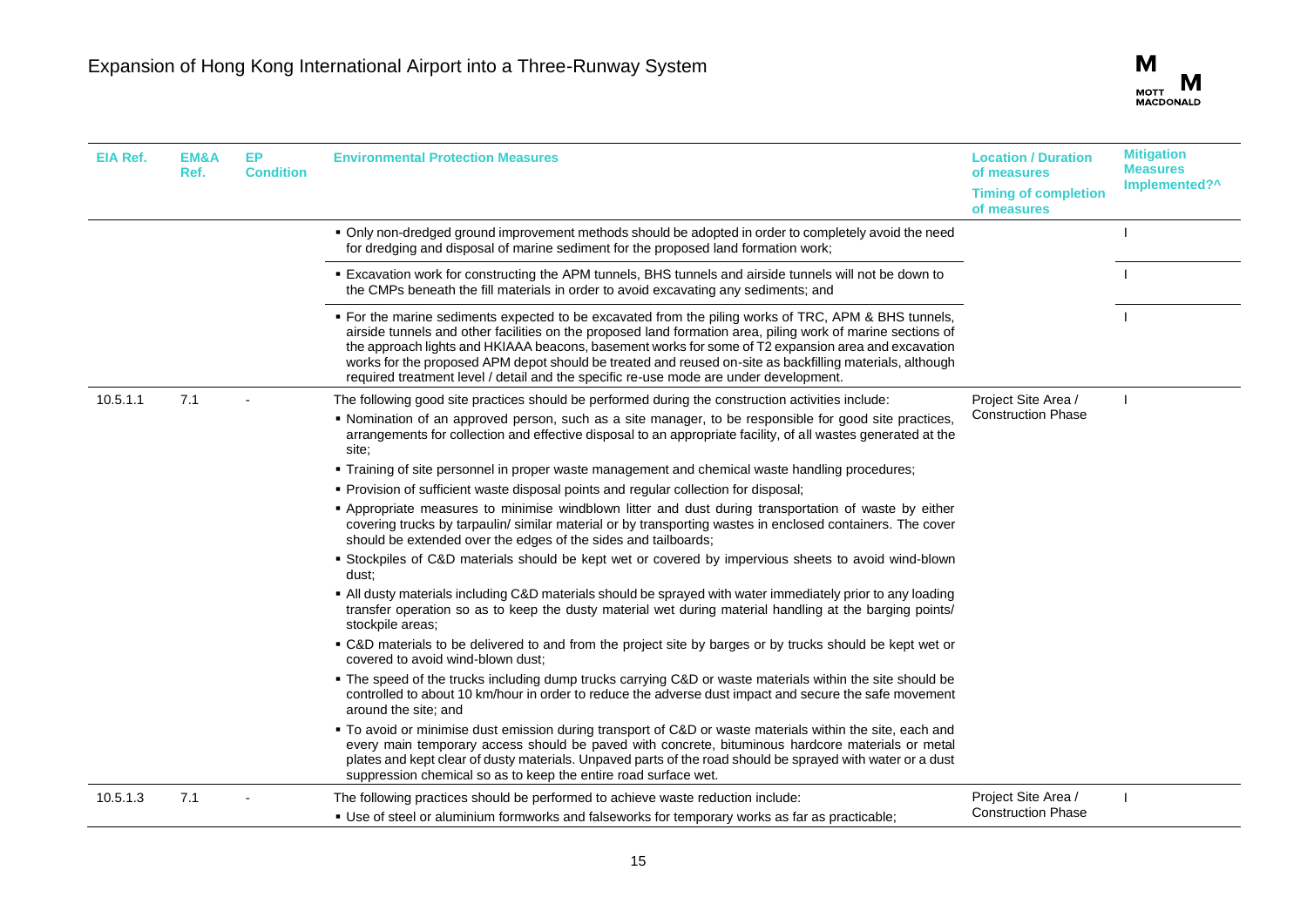| EIA Ref. | EM&A Ref. | EP Condition | Environmental Protection Measures | Location / Duration of measures<br>Timing of completion of measures | Mitigation Measures Implemented?^ |
|---|---|---|---|---|---|
| | | | ▪ Only non-dredged ground improvement methods should be adopted in order to completely avoid the need for dredging and disposal of marine sediment for the proposed land formation work; | | I |
| | | | ▪ Excavation work for constructing the APM tunnels, BHS tunnels and airside tunnels will not be down to the CMPs beneath the fill materials in order to avoid excavating any sediments; and | | I |
| | | | ▪ For the marine sediments expected to be excavated from the piling works of TRC, APM & BHS tunnels, airside tunnels and other facilities on the proposed land formation area, piling work of marine sections of the approach lights and HKIAAA beacons, basement works for some of T2 expansion area and excavation works for the proposed APM depot should be treated and reused on-site as backfilling materials, although required treatment level / detail and the specific re-use mode are under development. | | I |
| 10.5.1.1 | 7.1 | - | The following good site practices should be performed during the construction activities include:<br>▪ Nomination of an approved person, such as a site manager, to be responsible for good site practices, arrangements for collection and effective disposal to an appropriate facility, of all wastes generated at the site;<br>▪ Training of site personnel in proper waste management and chemical waste handling procedures;<br>▪ Provision of sufficient waste disposal points and regular collection for disposal;<br>▪ Appropriate measures to minimise windblown litter and dust during transportation of waste by either covering trucks by tarpaulin/ similar material or by transporting wastes in enclosed containers. The cover should be extended over the edges of the sides and tailboards;<br>▪ Stockpiles of C&D materials should be kept wet or covered by impervious sheets to avoid wind-blown dust;<br>▪ All dusty materials including C&D materials should be sprayed with water immediately prior to any loading transfer operation so as to keep the dusty material wet during material handling at the barging points/ stockpile areas;<br>▪ C&D materials to be delivered to and from the project site by barges or by trucks should be kept wet or covered to avoid wind-blown dust;<br>▪ The speed of the trucks including dump trucks carrying C&D or waste materials within the site should be controlled to about 10 km/hour in order to reduce the adverse dust impact and secure the safe movement around the site; and<br>▪ To avoid or minimise dust emission during transport of C&D or waste materials within the site, each and every main temporary access should be paved with concrete, bituminous hardcore materials or metal plates and kept clear of dusty materials. Unpaved parts of the road should be sprayed with water or a dust suppression chemical so as to keep the entire road surface wet. | Project Site Area / Construction Phase | I |
| 10.5.1.3 | 7.1 | - | The following practices should be performed to achieve waste reduction include:<br>▪ Use of steel or aluminium formworks and falseworks for temporary works as far as practicable; | Project Site Area / Construction Phase | I |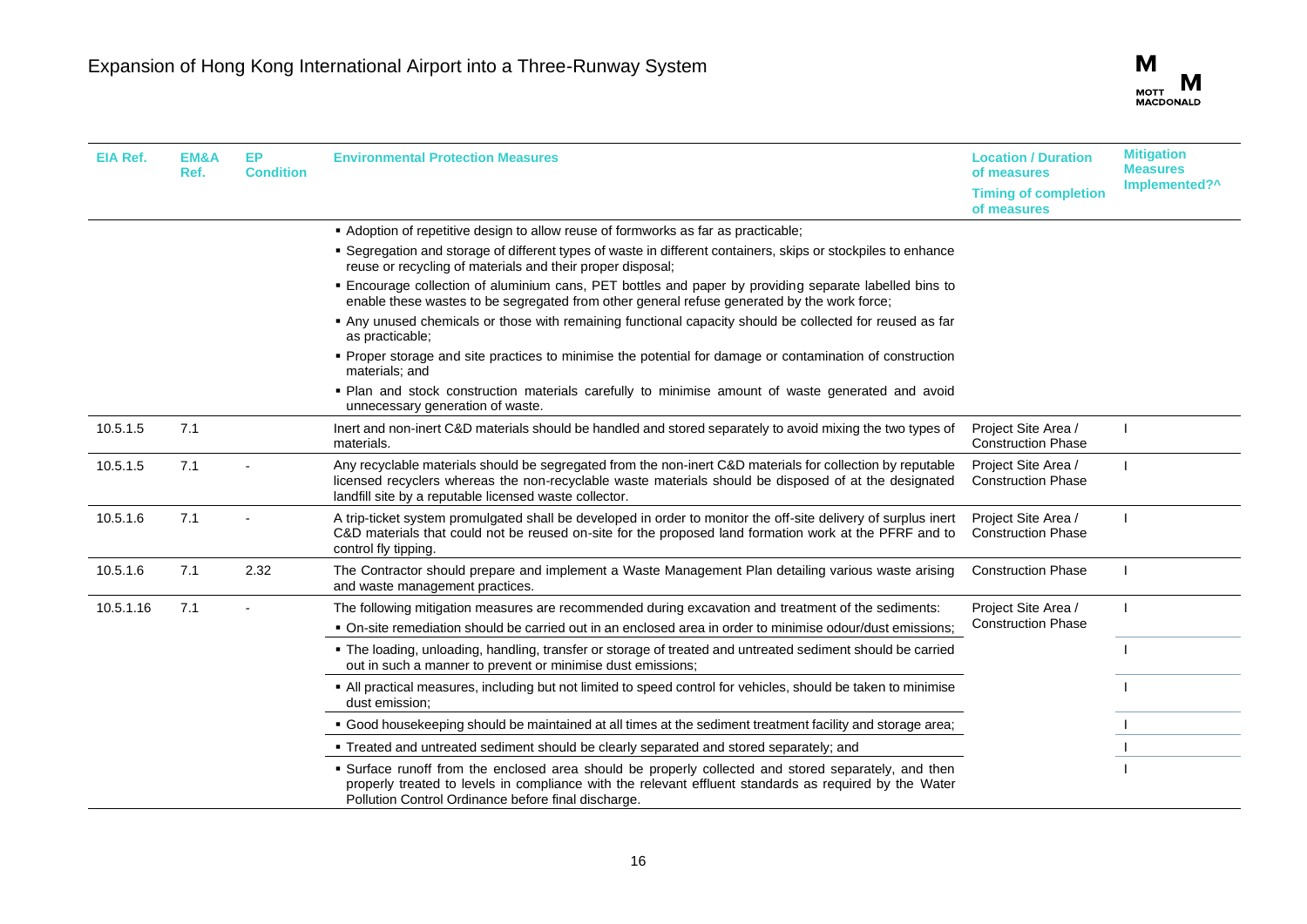| EIA Ref. | EM&A Ref. | EP Condition | Environmental Protection Measures | Location / Duration of measures<br>Timing of completion of measures | Mitigation Measures Implemented?^ |
|---|---|---|---|---|---|
| | | | ▪ Adoption of repetitive design to allow reuse of formworks as far as practicable;<br>▪ Segregation and storage of different types of waste in different containers, skips or stockpiles to enhance reuse or recycling of materials and their proper disposal;<br>▪ Encourage collection of aluminium cans, PET bottles and paper by providing separate labelled bins to enable these wastes to be segregated from other general refuse generated by the work force;<br>▪ Any unused chemicals or those with remaining functional capacity should be collected for reused as far as practicable;<br>▪ Proper storage and site practices to minimise the potential for damage or contamination of construction materials; and<br>▪ Plan and stock construction materials carefully to minimise amount of waste generated and avoid unnecessary generation of waste. | | |
| 10.5.1.5 | 7.1 | | Inert and non-inert C&D materials should be handled and stored separately to avoid mixing the two types of materials. | Project Site Area / Construction Phase | I |
| 10.5.1.5 | 7.1 | - | Any recyclable materials should be segregated from the non-inert C&D materials for collection by reputable licensed recyclers whereas the non-recyclable waste materials should be disposed of at the designated landfill site by a reputable licensed waste collector. | Project Site Area / Construction Phase | I |
| 10.5.1.6 | 7.1 | - | A trip-ticket system promulgated shall be developed in order to monitor the off-site delivery of surplus inert C&D materials that could not be reused on-site for the proposed land formation work at the PFRF and to control fly tipping. | Project Site Area / Construction Phase | I |
| 10.5.1.6 | 7.1 | 2.32 | The Contractor should prepare and implement a Waste Management Plan detailing various waste arising and waste management practices. | Construction Phase | I |
| 10.5.1.16 | 7.1 | - | The following mitigation measures are recommended during excavation and treatment of the sediments:<br>▪ On-site remediation should be carried out in an enclosed area in order to minimise odour/dust emissions; | Project Site Area / Construction Phase | I |
| | | | ▪ The loading, unloading, handling, transfer or storage of treated and untreated sediment should be carried out in such a manner to prevent or minimise dust emissions; | | I |
| | | | ▪ All practical measures, including but not limited to speed control for vehicles, should be taken to minimise dust emission; | | I |
| | | | ▪ Good housekeeping should be maintained at all times at the sediment treatment facility and storage area; | | I |
| | | | ▪ Treated and untreated sediment should be clearly separated and stored separately; and | | I |
| | | | ▪ Surface runoff from the enclosed area should be properly collected and stored separately, and then properly treated to levels in compliance with the relevant effluent standards as required by the Water Pollution Control Ordinance before final discharge. | | I |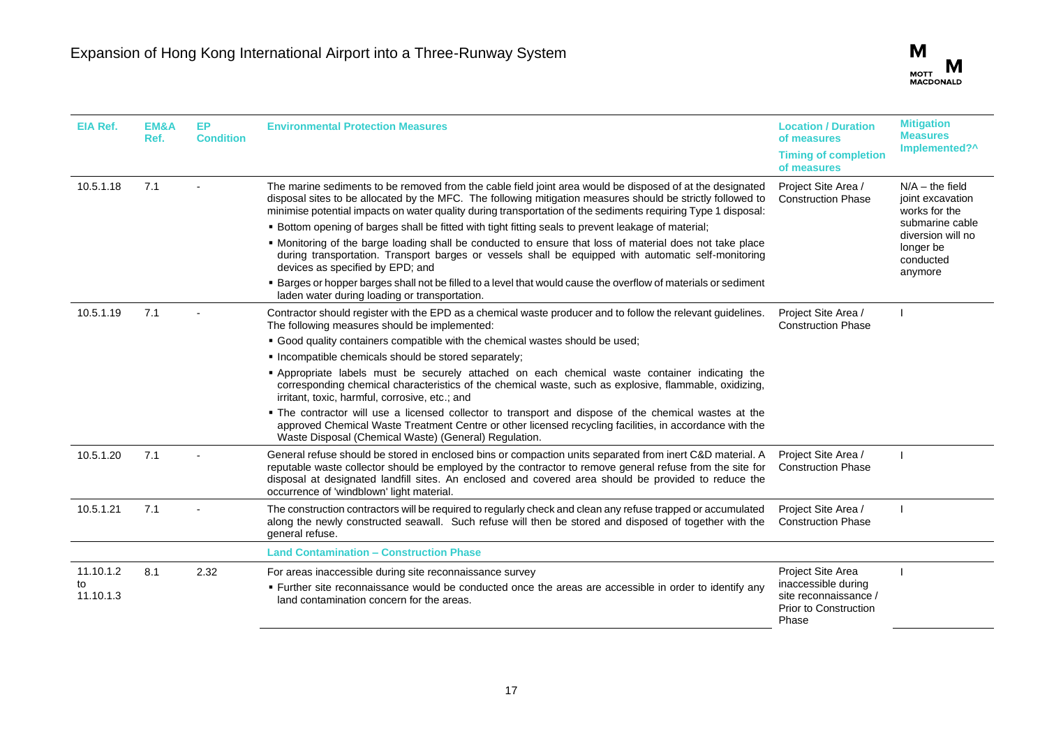| EIA Ref. | EM&A Ref. | EP Condition | Environmental Protection Measures | Location / Duration of measures<br>Timing of completion of measures | Mitigation Measures Implemented?^ |
|---|---|---|---|---|---|
| 10.5.1.18 | 7.1 | - | The marine sediments to be removed from the cable field joint area would be disposed of at the designated disposal sites to be allocated by the MFC. The following mitigation measures should be strictly followed to minimise potential impacts on water quality during transportation of the sediments requiring Type 1 disposal:<br>▪ Bottom opening of barges shall be fitted with tight fitting seals to prevent leakage of material;<br>▪ Monitoring of the barge loading shall be conducted to ensure that loss of material does not take place during transportation. Transport barges or vessels shall be equipped with automatic self-monitoring devices as specified by EPD; and<br>▪ Barges or hopper barges shall not be filled to a level that would cause the overflow of materials or sediment laden water during loading or transportation. | Project Site Area / Construction Phase | N/A – the field joint excavation works for the submarine cable diversion will no longer be conducted anymore |
| 10.5.1.19 | 7.1 | - | Contractor should register with the EPD as a chemical waste producer and to follow the relevant guidelines. The following measures should be implemented:<br>▪ Good quality containers compatible with the chemical wastes should be used;<br>▪ Incompatible chemicals should be stored separately;<br>▪ Appropriate labels must be securely attached on each chemical waste container indicating the corresponding chemical characteristics of the chemical waste, such as explosive, flammable, oxidizing, irritant, toxic, harmful, corrosive, etc.; and<br>▪ The contractor will use a licensed collector to transport and dispose of the chemical wastes at the approved Chemical Waste Treatment Centre or other licensed recycling facilities, in accordance with the Waste Disposal (Chemical Waste) (General) Regulation. | Project Site Area / Construction Phase | I |
| 10.5.1.20 | 7.1 | - | General refuse should be stored in enclosed bins or compaction units separated from inert C&D material. A reputable waste collector should be employed by the contractor to remove general refuse from the site for disposal at designated landfill sites. An enclosed and covered area should be provided to reduce the occurrence of 'windblown' light material. | Project Site Area / Construction Phase | I |
| 10.5.1.21 | 7.1 | - | The construction contractors will be required to regularly check and clean any refuse trapped or accumulated along the newly constructed seawall. Such refuse will then be stored and disposed of together with the general refuse. | Project Site Area / Construction Phase | I |
| | | | **Land Contamination – Construction Phase** | | |
| 11.10.1.2 to 11.10.1.3 | 8.1 | 2.32 | For areas inaccessible during site reconnaissance survey<br>▪ Further site reconnaissance would be conducted once the areas are accessible in order to identify any land contamination concern for the areas. | Project Site Area inaccessible during site reconnaissance / Prior to Construction Phase | I |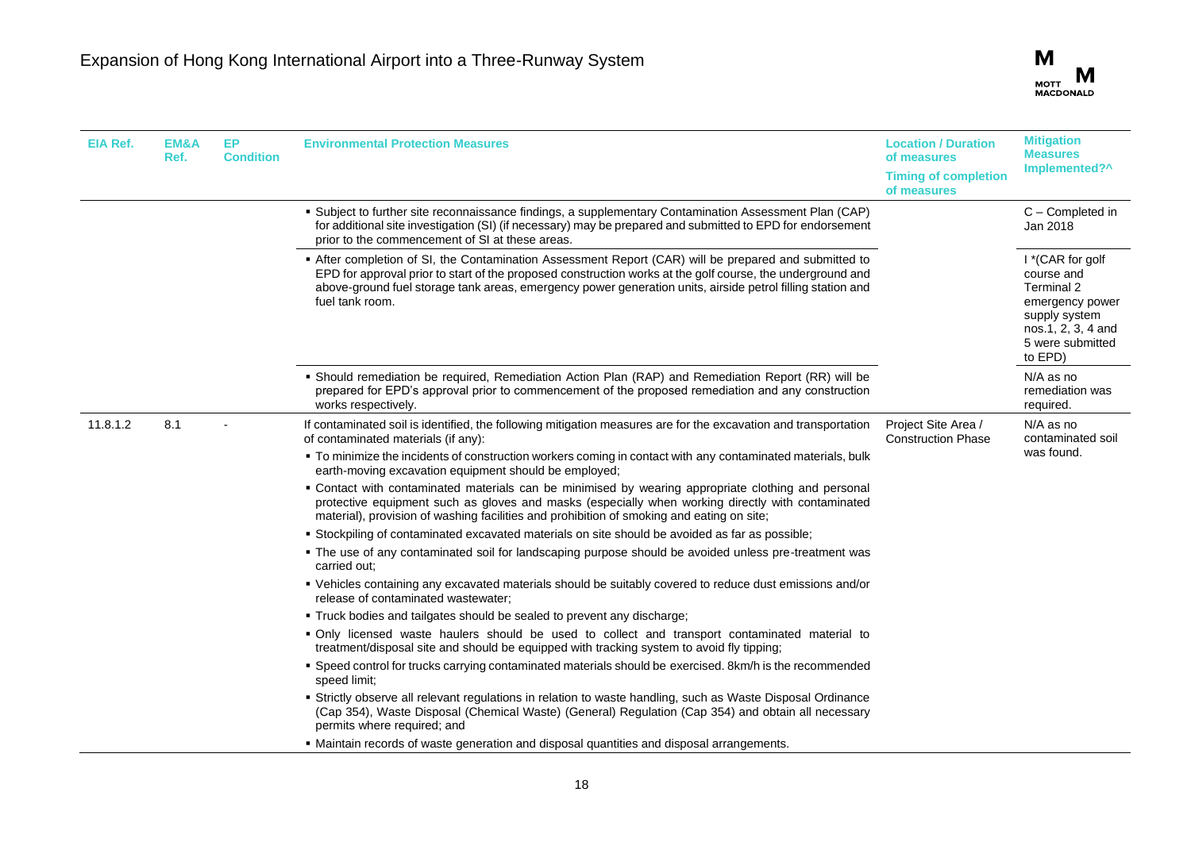| EIA Ref. | EM&A Ref. | EP Condition | Environmental Protection Measures | Location / Duration of measures<br>Timing of completion of measures | Mitigation Measures Implemented?^ |
|---|---|---|---|---|---|
| | | | ▪ Subject to further site reconnaissance findings, a supplementary Contamination Assessment Plan (CAP) for additional site investigation (SI) (if necessary) may be prepared and submitted to EPD for endorsement prior to the commencement of SI at these areas. | | C – Completed in Jan 2018 |
| | | | ▪ After completion of SI, the Contamination Assessment Report (CAR) will be prepared and submitted to EPD for approval prior to start of the proposed construction works at the golf course, the underground and above-ground fuel storage tank areas, emergency power generation units, airside petrol filling station and fuel tank room. | | I *(CAR for golf course and Terminal 2 emergency power supply system nos.1, 2, 3, 4 and 5 were submitted to EPD) |
| | | | ▪ Should remediation be required, Remediation Action Plan (RAP) and Remediation Report (RR) will be prepared for EPD's approval prior to commencement of the proposed remediation and any construction works respectively. | | N/A as no remediation was required. |
| 11.8.1.2 | 8.1 | - | If contaminated soil is identified, the following mitigation measures are for the excavation and transportation of contaminated materials (if any):<br>▪ To minimize the incidents of construction workers coming in contact with any contaminated materials, bulk earth-moving excavation equipment should be employed;<br>▪ Contact with contaminated materials can be minimised by wearing appropriate clothing and personal protective equipment such as gloves and masks (especially when working directly with contaminated material), provision of washing facilities and prohibition of smoking and eating on site;<br>▪ Stockpiling of contaminated excavated materials on site should be avoided as far as possible;<br>▪ The use of any contaminated soil for landscaping purpose should be avoided unless pre-treatment was carried out;<br>▪ Vehicles containing any excavated materials should be suitably covered to reduce dust emissions and/or release of contaminated wastewater;<br>▪ Truck bodies and tailgates should be sealed to prevent any discharge;<br>▪ Only licensed waste haulers should be used to collect and transport contaminated material to treatment/disposal site and should be equipped with tracking system to avoid fly tipping;<br>▪ Speed control for trucks carrying contaminated materials should be exercised. 8km/h is the recommended speed limit;<br>▪ Strictly observe all relevant regulations in relation to waste handling, such as Waste Disposal Ordinance (Cap 354), Waste Disposal (Chemical Waste) (General) Regulation (Cap 354) and obtain all necessary permits where required; and<br>▪ Maintain records of waste generation and disposal quantities and disposal arrangements. | Project Site Area / Construction Phase | N/A as no contaminated soil was found. |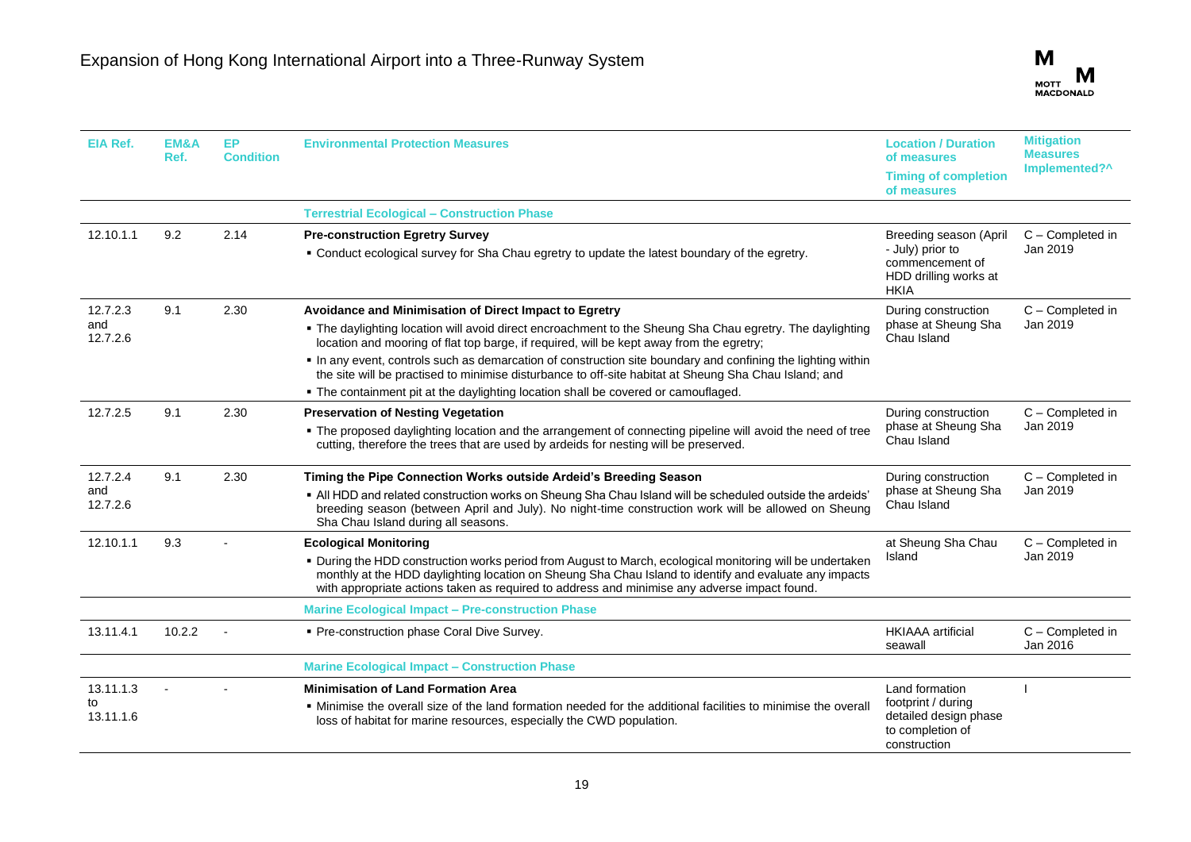| EIA Ref. | EM&A Ref. | EP Condition | Environmental Protection Measures | Location / Duration of measures<br>Timing of completion of measures | Mitigation Measures Implemented?^ |
|---|---|---|---|---|---|
| | | | **Terrestrial Ecological – Construction Phase** | | |
| 12.10.1.1 | 9.2 | 2.14 | **Pre-construction Egretry Survey**<br>▪ Conduct ecological survey for Sha Chau egretry to update the latest boundary of the egretry. | Breeding season (April - July) prior to commencement of HDD drilling works at HKIA | C – Completed in Jan 2019 |
| 12.7.2.3 and 12.7.2.6 | 9.1 | 2.30 | **Avoidance and Minimisation of Direct Impact to Egretry**<br>▪ The daylighting location will avoid direct encroachment to the Sheung Sha Chau egretry. The daylighting location and mooring of flat top barge, if required, will be kept away from the egretry;<br>▪ In any event, controls such as demarcation of construction site boundary and confining the lighting within the site will be practised to minimise disturbance to off-site habitat at Sheung Sha Chau Island; and<br>▪ The containment pit at the daylighting location shall be covered or camouflaged. | During construction phase at Sheung Sha Chau Island | C – Completed in Jan 2019 |
| 12.7.2.5 | 9.1 | 2.30 | **Preservation of Nesting Vegetation**<br>▪ The proposed daylighting location and the arrangement of connecting pipeline will avoid the need of tree cutting, therefore the trees that are used by ardeids for nesting will be preserved. | During construction phase at Sheung Sha Chau Island | C – Completed in Jan 2019 |
| 12.7.2.4 and 12.7.2.6 | 9.1 | 2.30 | **Timing the Pipe Connection Works outside Ardeid's Breeding Season**<br>▪ All HDD and related construction works on Sheung Sha Chau Island will be scheduled outside the ardeids' breeding season (between April and July). No night-time construction work will be allowed on Sheung Sha Chau Island during all seasons. | During construction phase at Sheung Sha Chau Island | C – Completed in Jan 2019 |
| 12.10.1.1 | 9.3 | - | **Ecological Monitoring**<br>▪ During the HDD construction works period from August to March, ecological monitoring will be undertaken monthly at the HDD daylighting location on Sheung Sha Chau Island to identify and evaluate any impacts with appropriate actions taken as required to address and minimise any adverse impact found. | at Sheung Sha Chau Island | C – Completed in Jan 2019 |
| | | | **Marine Ecological Impact – Pre-construction Phase** | | |
| 13.11.4.1 | 10.2.2 | - | ▪ Pre-construction phase Coral Dive Survey. | HKIAAA artificial seawall | C – Completed in Jan 2016 |
| | | | **Marine Ecological Impact – Construction Phase** | | |
| 13.11.1.3 to 13.11.1.6 | - | - | **Minimisation of Land Formation Area**<br>▪ Minimise the overall size of the land formation needed for the additional facilities to minimise the overall loss of habitat for marine resources, especially the CWD population. | Land formation footprint / during detailed design phase to completion of construction | I |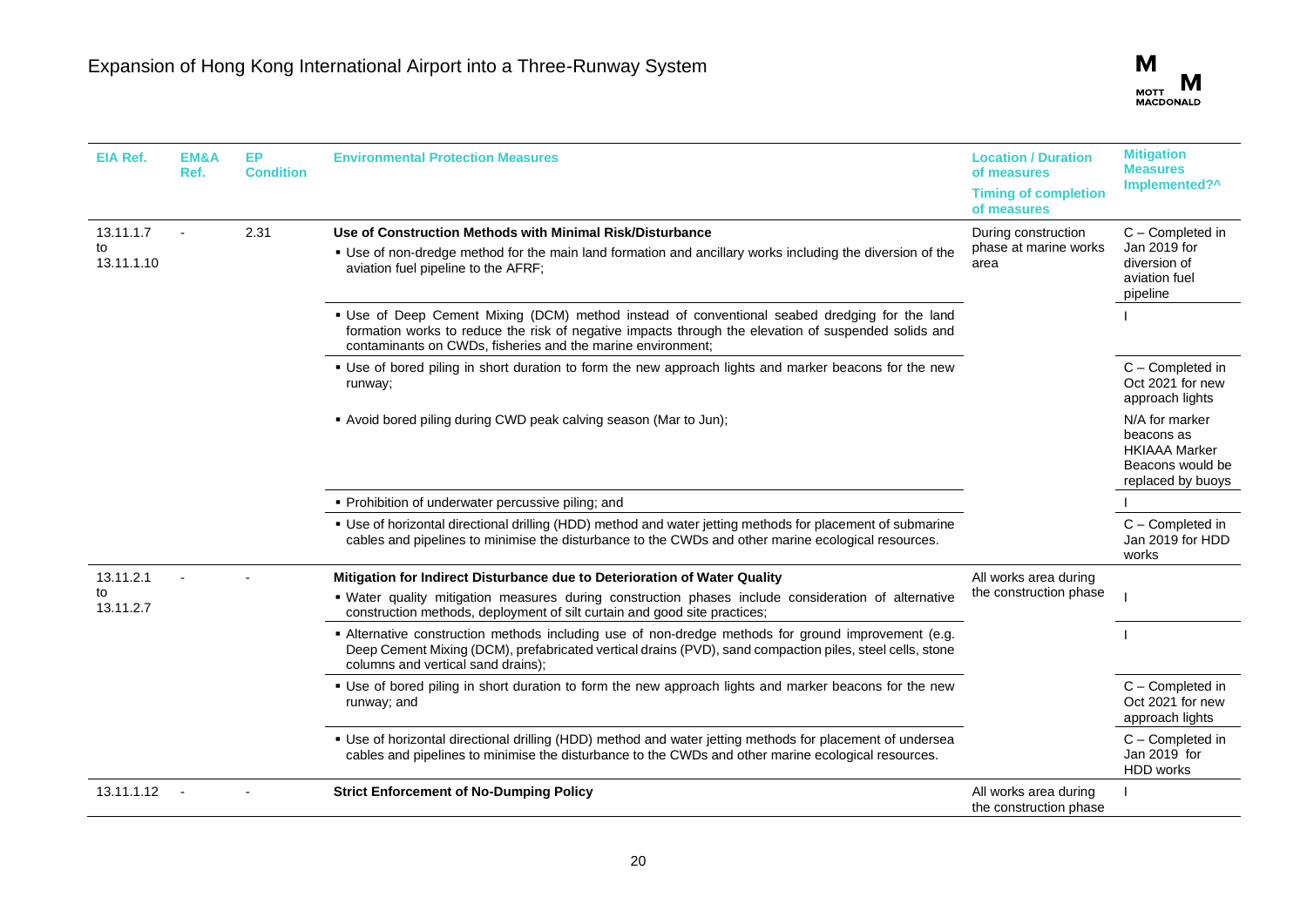| EIA Ref. | EM&A Ref. | EP Condition | Environmental Protection Measures | Location / Duration of measures<br>Timing of completion of measures | Mitigation Measures Implemented?^ |
|---|---|---|---|---|---|
| 13.11.1.7 to 13.11.1.10 | - | 2.31 | **Use of Construction Methods with Minimal Risk/Disturbance**<br>▪ Use of non-dredge method for the main land formation and ancillary works including the diversion of the aviation fuel pipeline to the AFRF; | During construction phase at marine works area | C – Completed in Jan 2019 for diversion of aviation fuel pipeline |
| | | | ▪ Use of Deep Cement Mixing (DCM) method instead of conventional seabed dredging for the land formation works to reduce the risk of negative impacts through the elevation of suspended solids and contaminants on CWDs, fisheries and the marine environment; | | I |
| | | | ▪ Use of bored piling in short duration to form the new approach lights and marker beacons for the new runway;<br>▪ Avoid bored piling during CWD peak calving season (Mar to Jun); | | C – Completed in Oct 2021 for new approach lights<br>N/A for marker beacons as HKIAAA Marker Beacons would be replaced by buoys |
| | | | ▪ Prohibition of underwater percussive piling; and | | I |
| | | | ▪ Use of horizontal directional drilling (HDD) method and water jetting methods for placement of submarine cables and pipelines to minimise the disturbance to the CWDs and other marine ecological resources. | | C – Completed in Jan 2019 for HDD works |
| 13.11.2.1 to 13.11.2.7 | - | - | **Mitigation for Indirect Disturbance due to Deterioration of Water Quality**<br>▪ Water quality mitigation measures during construction phases include consideration of alternative construction methods, deployment of silt curtain and good site practices; | All works area during the construction phase | I |
| | | | ▪ Alternative construction methods including use of non-dredge methods for ground improvement (e.g. Deep Cement Mixing (DCM), prefabricated vertical drains (PVD), sand compaction piles, steel cells, stone columns and vertical sand drains); | | I |
| | | | ▪ Use of bored piling in short duration to form the new approach lights and marker beacons for the new runway; and | | C – Completed in Oct 2021 for new approach lights |
| | | | ▪ Use of horizontal directional drilling (HDD) method and water jetting methods for placement of undersea cables and pipelines to minimise the disturbance to the CWDs and other marine ecological resources. | | C – Completed in Jan 2019 for HDD works |
| 13.11.1.12 | - | - | **Strict Enforcement of No-Dumping Policy** | All works area during the construction phase | I |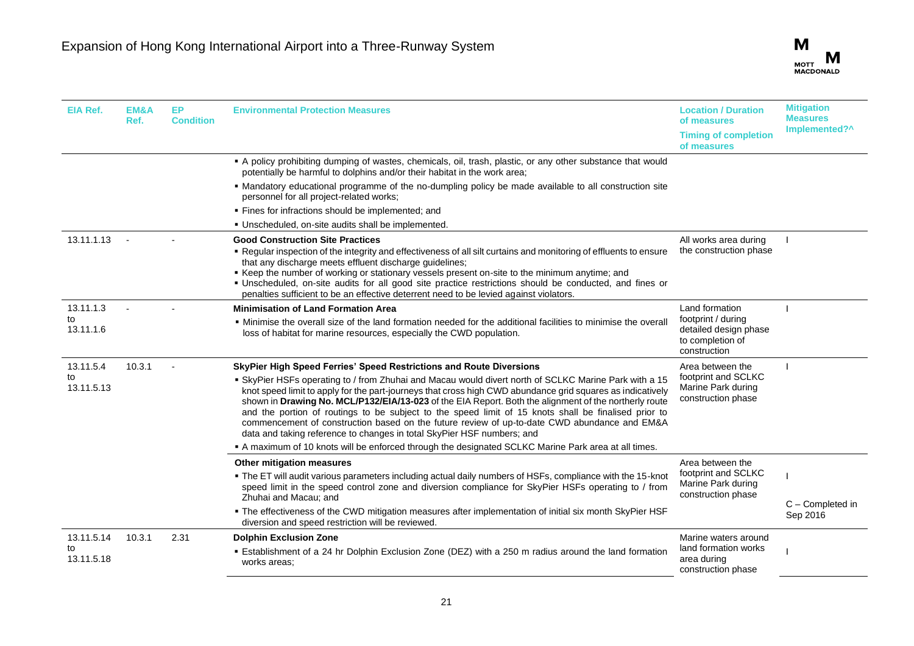| EIA Ref. | EM&A Ref. | EP Condition | Environmental Protection Measures | Location / Duration of measures<br>Timing of completion of measures | Mitigation Measures Implemented?^ |
|---|---|---|---|---|---|
| | | | ▪ A policy prohibiting dumping of wastes, chemicals, oil, trash, plastic, or any other substance that would potentially be harmful to dolphins and/or their habitat in the work area;<br>▪ Mandatory educational programme of the no-dumping policy be made available to all construction site personnel for all project-related works;<br>▪ Fines for infractions should be implemented; and<br>▪ Unscheduled, on-site audits shall be implemented. | | |
| 13.11.1.13 | - | - | **Good Construction Site Practices**<br>▪ Regular inspection of the integrity and effectiveness of all silt curtains and monitoring of effluents to ensure that any discharge meets effluent discharge guidelines;<br>▪ Keep the number of working or stationary vessels present on-site to the minimum anytime; and<br>▪ Unscheduled, on-site audits for all good site practice restrictions should be conducted, and fines or penalties sufficient to be an effective deterrent need to be levied against violators. | All works area during the construction phase | I |
| 13.11.1.3 to 13.11.1.6 | - | - | **Minimisation of Land Formation Area**<br>▪ Minimise the overall size of the land formation needed for the additional facilities to minimise the overall loss of habitat for marine resources, especially the CWD population. | Land formation footprint / during detailed design phase to completion of construction | I |
| 13.11.5.4 to 13.11.5.13 | 10.3.1 | - | **SkyPier High Speed Ferries' Speed Restrictions and Route Diversions**<br>▪ SkyPier HSFs operating to / from Zhuhai and Macau would divert north of SCLKC Marine Park with a 15 knot speed limit to apply for the part-journeys that cross high CWD abundance grid squares as indicatively shown in **Drawing No. MCL/P132/EIA/13-023** of the EIA Report. Both the alignment of the northerly route and the portion of routings to be subject to the speed limit of 15 knots shall be finalised prior to commencement of construction based on the future review of up-to-date CWD abundance and EM&A data and taking reference to changes in total SkyPier HSF numbers; and<br>▪ A maximum of 10 knots will be enforced through the designated SCLKC Marine Park area at all times. | Area between the footprint and SCLKC Marine Park during construction phase | I |
| | | | **Other mitigation measures**<br>▪ The ET will audit various parameters including actual daily numbers of HSFs, compliance with the 15-knot speed limit in the speed control zone and diversion compliance for SkyPier HSFs operating to / from Zhuhai and Macau; and<br>▪ The effectiveness of the CWD mitigation measures after implementation of initial six month SkyPier HSF diversion and speed restriction will be reviewed. | Area between the footprint and SCLKC Marine Park during construction phase | I<br><br>C – Completed in Sep 2016 |
| 13.11.5.14 to 13.11.5.18 | 10.3.1 | 2.31 | **Dolphin Exclusion Zone**<br>▪ Establishment of a 24 hr Dolphin Exclusion Zone (DEZ) with a 250 m radius around the land formation works areas; | Marine waters around land formation works area during construction phase | I |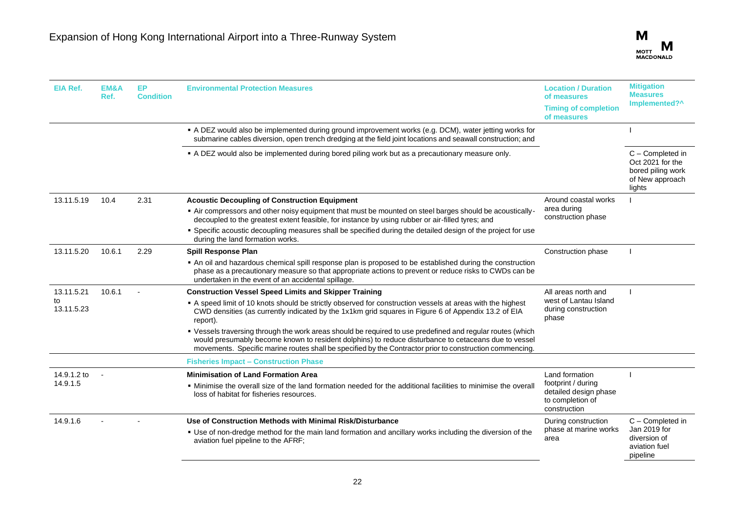| EIA Ref. | EM&A Ref. | EP Condition | Environmental Protection Measures | Location / Duration of measures<br>Timing of completion of measures | Mitigation Measures Implemented?^ |
|---|---|---|---|---|---|
| | | | ▪ A DEZ would also be implemented during ground improvement works (e.g. DCM), water jetting works for submarine cables diversion, open trench dredging at the field joint locations and seawall construction; and | | I |
| | | | ▪ A DEZ would also be implemented during bored piling work but as a precautionary measure only. | | C – Completed in Oct 2021 for the bored piling work of New approach lights |
| 13.11.5.19 | 10.4 | 2.31 | **Acoustic Decoupling of Construction Equipment**<br>▪ Air compressors and other noisy equipment that must be mounted on steel barges should be acoustically-decoupled to the greatest extent feasible, for instance by using rubber or air-filled tyres; and<br>▪ Specific acoustic decoupling measures shall be specified during the detailed design of the project for use during the land formation works. | Around coastal works area during construction phase | I |
| 13.11.5.20 | 10.6.1 | 2.29 | **Spill Response Plan**<br>▪ An oil and hazardous chemical spill response plan is proposed to be established during the construction phase as a precautionary measure so that appropriate actions to prevent or reduce risks to CWDs can be undertaken in the event of an accidental spillage. | Construction phase | I |
| 13.11.5.21 to 13.11.5.23 | 10.6.1 | - | **Construction Vessel Speed Limits and Skipper Training**<br>▪ A speed limit of 10 knots should be strictly observed for construction vessels at areas with the highest CWD densities (as currently indicated by the 1x1km grid squares in Figure 6 of Appendix 13.2 of EIA report).<br>▪ Vessels traversing through the work areas should be required to use predefined and regular routes (which would presumably become known to resident dolphins) to reduce disturbance to cetaceans due to vessel movements. Specific marine routes shall be specified by the Contractor prior to construction commencing. | All areas north and west of Lantau Island during construction phase | I |
| | | | **Fisheries Impact – Construction Phase** | | |
| 14.9.1.2 to 14.9.1.5 | - | | **Minimisation of Land Formation Area**<br>▪ Minimise the overall size of the land formation needed for the additional facilities to minimise the overall loss of habitat for fisheries resources. | Land formation footprint / during detailed design phase to completion of construction | I |
| 14.9.1.6 | - | - | **Use of Construction Methods with Minimal Risk/Disturbance**<br>▪ Use of non-dredge method for the main land formation and ancillary works including the diversion of the aviation fuel pipeline to the AFRF; | During construction phase at marine works area | C – Completed in Jan 2019 for diversion of aviation fuel pipeline |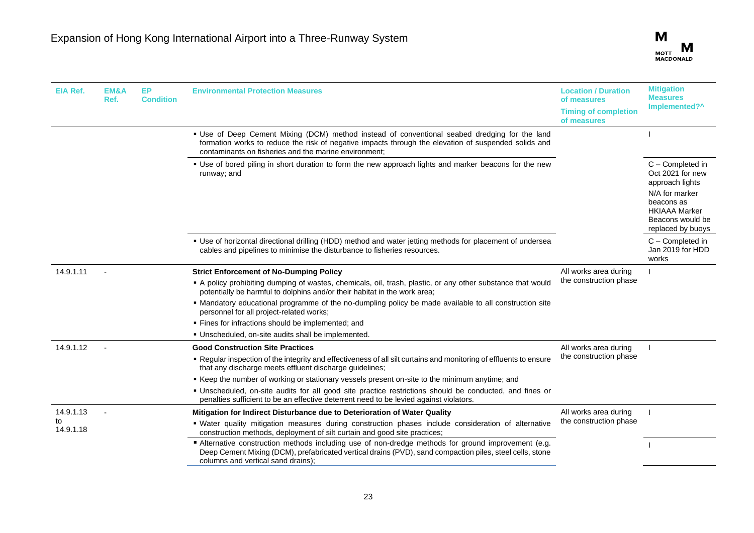| EIA Ref. | EM&A Ref. | EP Condition | Environmental Protection Measures | Location / Duration of measures<br>Timing of completion of measures | Mitigation Measures Implemented?^ |
|---|---|---|---|---|---|
| | | | ▪ Use of Deep Cement Mixing (DCM) method instead of conventional seabed dredging for the land formation works to reduce the risk of negative impacts through the elevation of suspended solids and contaminants on fisheries and the marine environment; | | I |
| | | | ▪ Use of bored piling in short duration to form the new approach lights and marker beacons for the new runway; and | | C – Completed in Oct 2021 for new approach lights<br>N/A for marker beacons as HKIAAA Marker Beacons would be replaced by buoys |
| | | | ▪ Use of horizontal directional drilling (HDD) method and water jetting methods for placement of undersea cables and pipelines to minimise the disturbance to fisheries resources. | | C – Completed in Jan 2019 for HDD works |
| 14.9.1.11 | - | | **Strict Enforcement of No-Dumping Policy**<br>▪ A policy prohibiting dumping of wastes, chemicals, oil, trash, plastic, or any other substance that would potentially be harmful to dolphins and/or their habitat in the work area;<br>▪ Mandatory educational programme of the no-dumpling policy be made available to all construction site personnel for all project-related works;<br>▪ Fines for infractions should be implemented; and<br>▪ Unscheduled, on-site audits shall be implemented. | All works area during the construction phase | I |
| 14.9.1.12 | - | | **Good Construction Site Practices**<br>▪ Regular inspection of the integrity and effectiveness of all silt curtains and monitoring of effluents to ensure that any discharge meets effluent discharge guidelines;<br>▪ Keep the number of working or stationary vessels present on-site to the minimum anytime; and<br>▪ Unscheduled, on-site audits for all good site practice restrictions should be conducted, and fines or penalties sufficient to be an effective deterrent need to be levied against violators. | All works area during the construction phase | I |
| 14.9.1.13 to 14.9.1.18 | - | | **Mitigation for Indirect Disturbance due to Deterioration of Water Quality**<br>▪ Water quality mitigation measures during construction phases include consideration of alternative construction methods, deployment of silt curtain and good site practices; | All works area during the construction phase | I |
| | | | ▪ Alternative construction methods including use of non-dredge methods for ground improvement (e.g. Deep Cement Mixing (DCM), prefabricated vertical drains (PVD), sand compaction piles, steel cells, stone columns and vertical sand drains); | | I |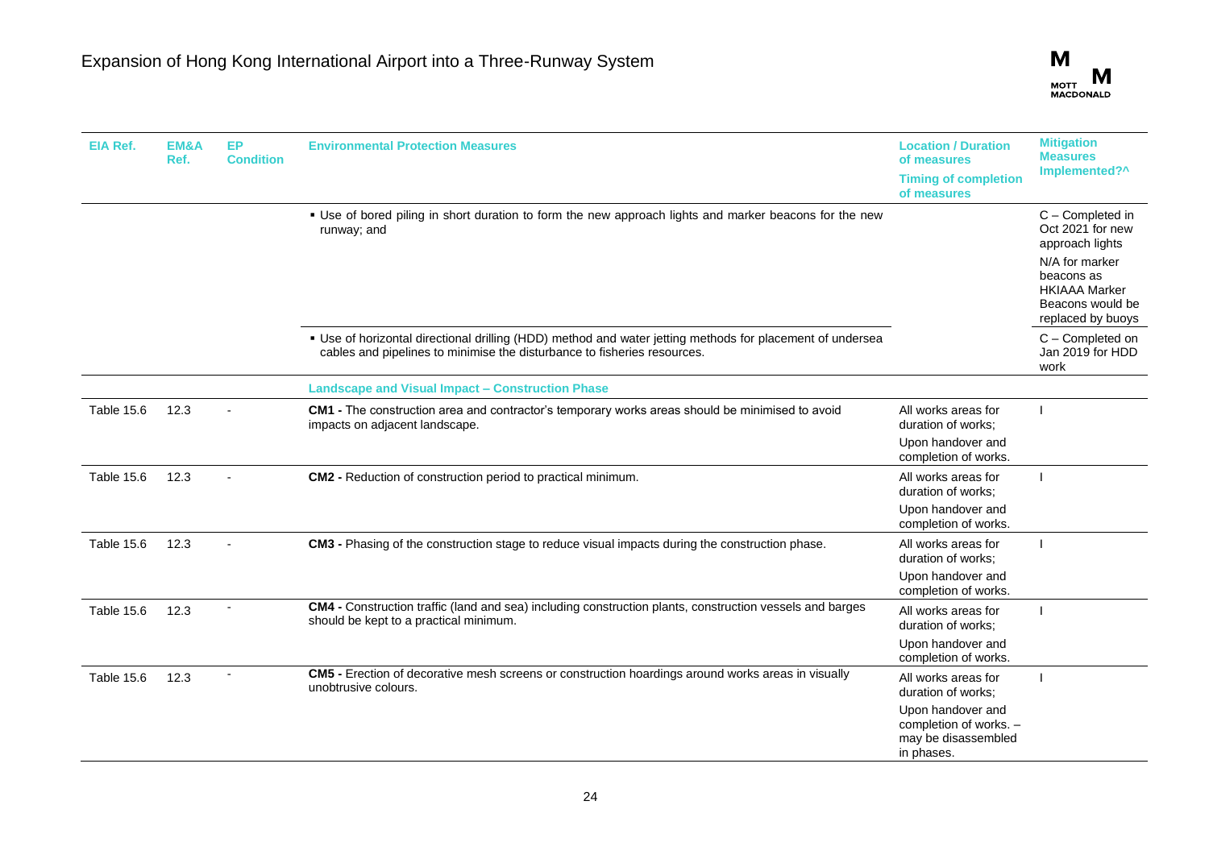| EIA Ref. | EM&A Ref. | EP Condition | Environmental Protection Measures | Location / Duration of measures<br>Timing of completion of measures | Mitigation Measures Implemented?^ |
|---|---|---|---|---|---|
| | | | ▪ Use of bored piling in short duration to form the new approach lights and marker beacons for the new runway; and | | C – Completed in Oct 2021 for new approach lights<br>N/A for marker beacons as HKIAAA Marker Beacons would be replaced by buoys |
| | | | ▪ Use of horizontal directional drilling (HDD) method and water jetting methods for placement of undersea cables and pipelines to minimise the disturbance to fisheries resources. | | C – Completed on Jan 2019 for HDD work |
| | | | **Landscape and Visual Impact – Construction Phase** | | |
| Table 15.6 | 12.3 | - | **CM1 -** The construction area and contractor's temporary works areas should be minimised to avoid impacts on adjacent landscape. | All works areas for duration of works;<br>Upon handover and completion of works. | I |
| Table 15.6 | 12.3 | - | **CM2 -** Reduction of construction period to practical minimum. | All works areas for duration of works;<br>Upon handover and completion of works. | I |
| Table 15.6 | 12.3 | - | **CM3 -** Phasing of the construction stage to reduce visual impacts during the construction phase. | All works areas for duration of works;<br>Upon handover and completion of works. | I |
| Table 15.6 | 12.3 | - | **CM4 -** Construction traffic (land and sea) including construction plants, construction vessels and barges should be kept to a practical minimum. | All works areas for duration of works;<br>Upon handover and completion of works. | I |
| Table 15.6 | 12.3 | - | **CM5 -** Erection of decorative mesh screens or construction hoardings around works areas in visually unobtrusive colours. | All works areas for duration of works;<br>Upon handover and completion of works. – may be disassembled in phases. | I |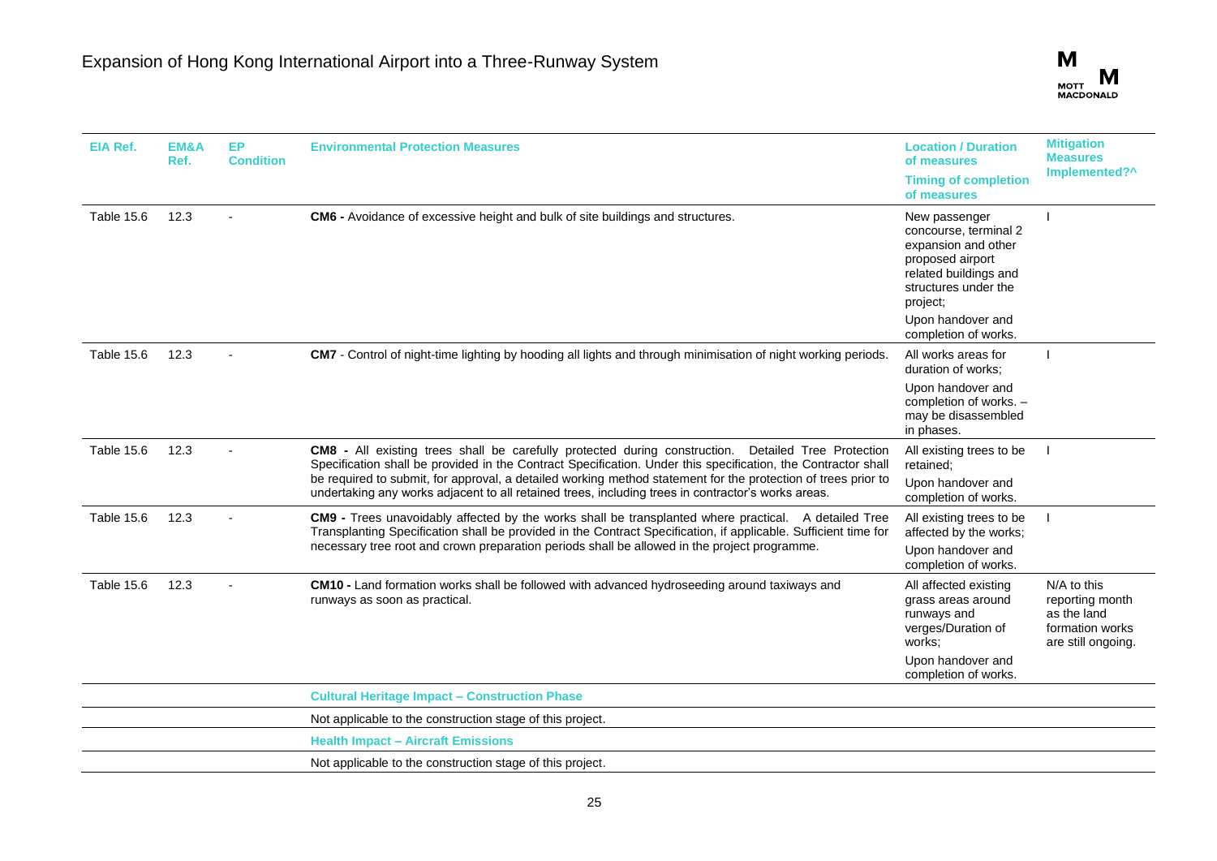| EIA Ref. | EM&A Ref. | EP Condition | Environmental Protection Measures | Location / Duration of measures<br>Timing of completion of measures | Mitigation Measures Implemented?^ |
|---|---|---|---|---|---|
| Table 15.6 | 12.3 | - | **CM6 -** Avoidance of excessive height and bulk of site buildings and structures. | New passenger concourse, terminal 2 expansion and other proposed airport related buildings and structures under the project;<br>Upon handover and completion of works. | I |
| Table 15.6 | 12.3 | - | **CM7** - Control of night-time lighting by hooding all lights and through minimisation of night working periods. | All works areas for duration of works;<br>Upon handover and completion of works. – may be disassembled in phases. | I |
| Table 15.6 | 12.3 | - | **CM8 -** All existing trees shall be carefully protected during construction. Detailed Tree Protection Specification shall be provided in the Contract Specification. Under this specification, the Contractor shall be required to submit, for approval, a detailed working method statement for the protection of trees prior to undertaking any works adjacent to all retained trees, including trees in contractor's works areas. | All existing trees to be retained;<br>Upon handover and completion of works. | I |
| Table 15.6 | 12.3 | - | **CM9 -** Trees unavoidably affected by the works shall be transplanted where practical. A detailed Tree Transplanting Specification shall be provided in the Contract Specification, if applicable. Sufficient time for necessary tree root and crown preparation periods shall be allowed in the project programme. | All existing trees to be affected by the works;<br>Upon handover and completion of works. | I |
| Table 15.6 | 12.3 | - | **CM10 -** Land formation works shall be followed with advanced hydroseeding around taxiways and runways as soon as practical. | All affected existing grass areas around runways and verges/Duration of works;<br>Upon handover and completion of works. | N/A to this reporting month as the land formation works are still ongoing. |
| | | | **Cultural Heritage Impact – Construction Phase** | | |
| | | | Not applicable to the construction stage of this project. | | |
| | | | **Health Impact – Aircraft Emissions** | | |
| | | | Not applicable to the construction stage of this project. | | |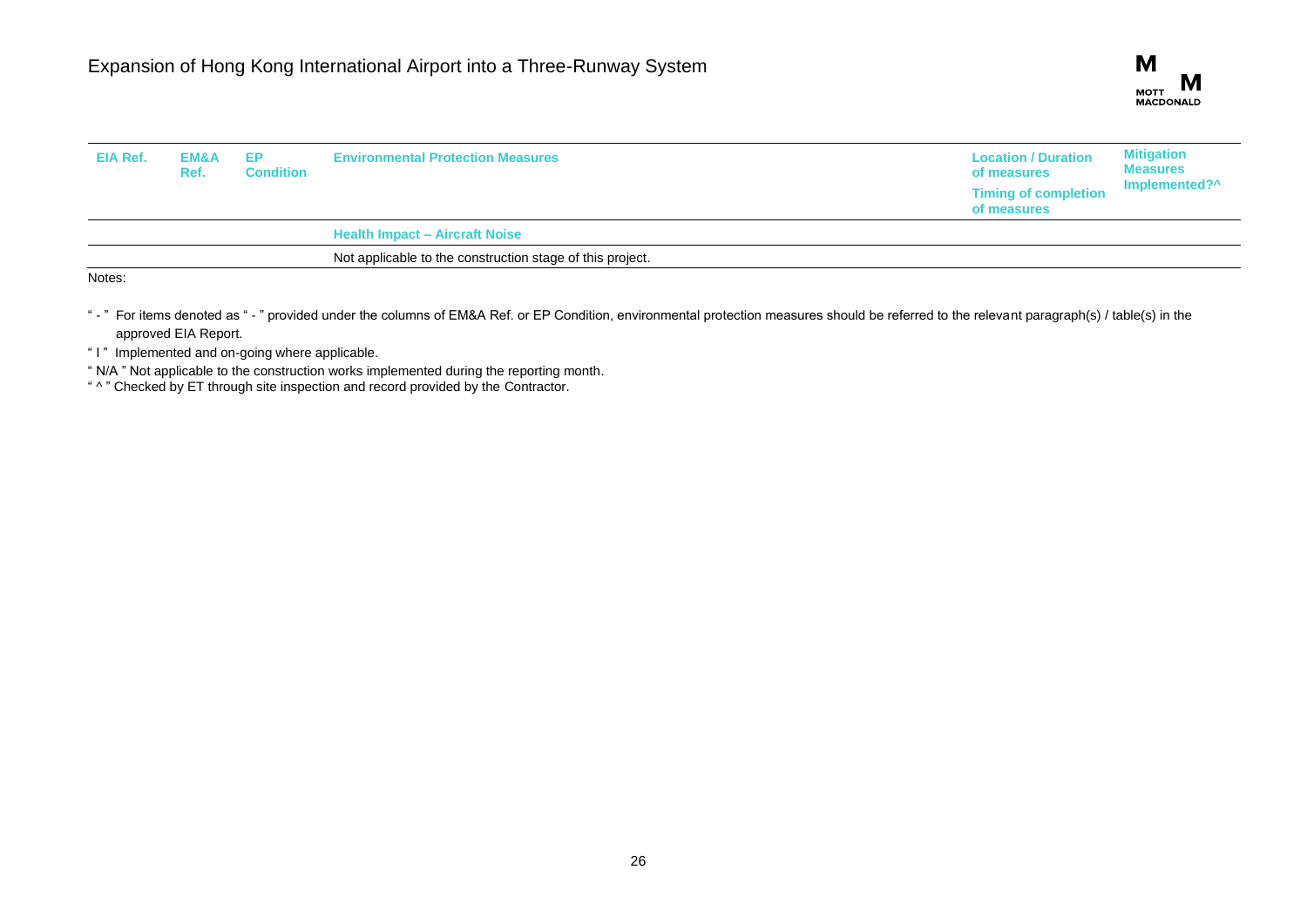| EIA Ref. | EM&A Ref. | EP Condition | Environmental Protection Measures | Location / Duration of measures<br>Timing of completion of measures | Mitigation Measures Implemented?^ |
|---|---|---|---|---|---|
| | | | **Health Impact – Aircraft Noise** | | |
| | | | Not applicable to the construction stage of this project. | | |

Notes:

" - " For items denoted as " - " provided under the columns of EM&A Ref. or EP Condition, environmental protection measures should be referred to the relevant paragraph(s) / table(s) in the approved EIA Report.

" I " Implemented and on-going where applicable.

" N/A " Not applicable to the construction works implemented during the reporting month.

" ^ " Checked by ET through site inspection and record provided by the Contractor.